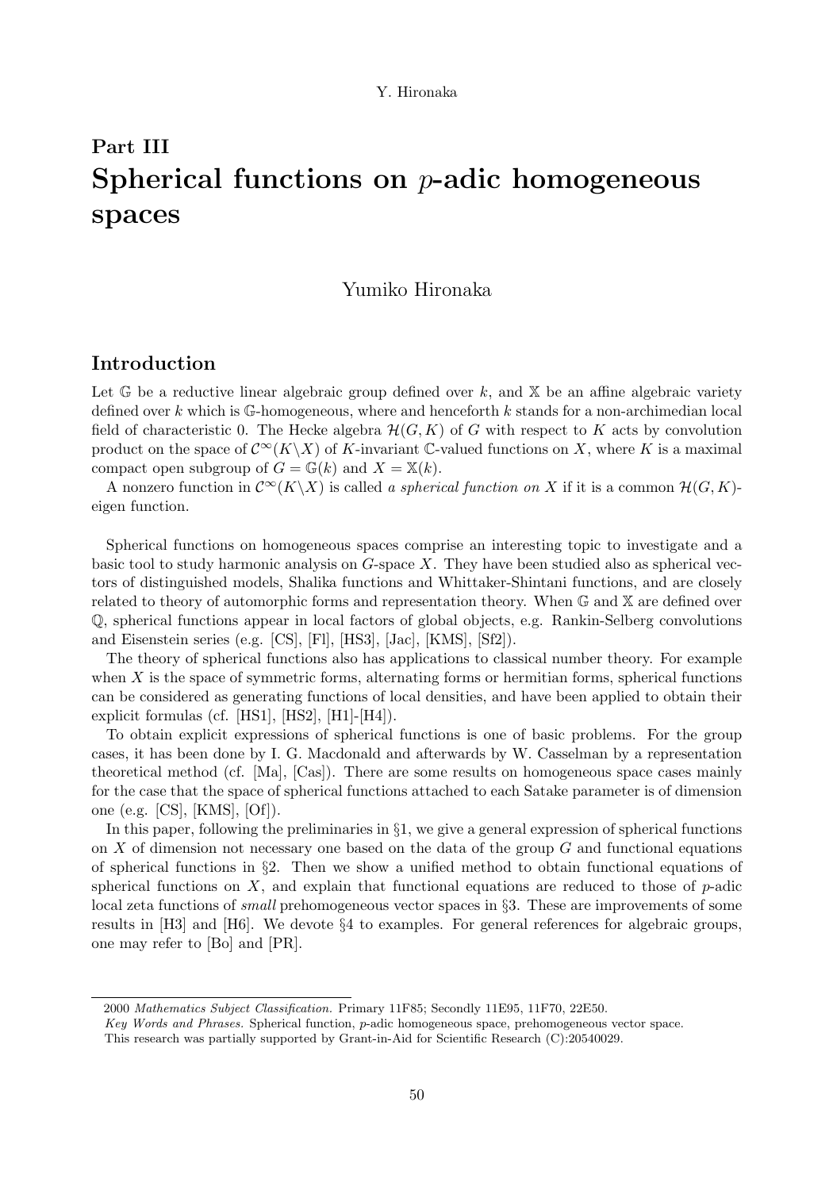# Part III
# Spherical functions on $p$-adic homogeneous spaces

Yumiko Hironaka

## Introduction

Let $\mathbb{G}$ be a reductive linear algebraic group defined over $k$, and $\mathbb{X}$ be an affine algebraic variety defined over $k$ which is $\mathbb{G}$-homogeneous, where and henceforth $k$ stands for a non-archimedean local field of characteristic 0. The Hecke algebra $\mathcal{H}(G, K)$ of $G$ with respect to $K$ acts by convolution product on the space of $\mathcal{C}^\infty(K\backslash X)$ of $K$-invariant $\mathbb{C}$-valued functions on $X$, where $K$ is a maximal compact open subgroup of $G = \mathbb{G}(k)$ and $X = \mathbb{X}(k)$.

A nonzero function in $\mathcal{C}^\infty(K\backslash X)$ is called *a spherical function on* $X$ if it is a common $\mathcal{H}(G, K)$-eigen function.

Spherical functions on homogeneous spaces comprise an interesting topic to investigate and a basic tool to study harmonic analysis on $G$-space $X$. They have been studied also as spherical vectors of distinguished models, Shalika functions and Whittaker-Shintani functions, and are closely related to theory of automorphic forms and representation theory. When $\mathbb{G}$ and $\mathbb{X}$ are defined over $\mathbb{Q}$, spherical functions appear in local factors of global objects, e.g. Rankin-Selberg convolutions and Eisenstein series (e.g. [CS], [Fl], [HS3], [Jac], [KMS], [Sf2]).

The theory of spherical functions also has applications to classical number theory. For example when $X$ is the space of symmetric forms, alternating forms or hermitian forms, spherical functions can be considered as generating functions of local densities, and have been applied to obtain their explicit formulas (cf. [HS1], [HS2], [H1]-[H4]).

To obtain explicit expressions of spherical functions is one of basic problems. For the group cases, it has been done by I. G. Macdonald and afterwards by W. Casselman by a representation theoretical method (cf. [Ma], [Cas]). There are some results on homogeneous space cases mainly for the case that the space of spherical functions attached to each Satake parameter is of dimension one (e.g. [CS], [KMS], [Of]).

In this paper, following the preliminaries in §1, we give a general expression of spherical functions on $X$ of dimension not necessary one based on the data of the group $G$ and functional equations of spherical functions in §2. Then we show a unified method to obtain functional equations of spherical functions on $X$, and explain that functional equations are reduced to those of $p$-adic local zeta functions of *small* prehomogeneous vector spaces in §3. These are improvements of some results in [H3] and [H6]. We devote §4 to examples. For general references for algebraic groups, one may refer to [Bo] and [PR].

---

2000 *Mathematics Subject Classification.* Primary 11F85; Secondly 11E95, 11F70, 22E50.

*Key Words and Phrases.* Spherical function, $p$-adic homogeneous space, prehomogeneous vector space.

This research was partially supported by Grant-in-Aid for Scientific Research (C):20540029.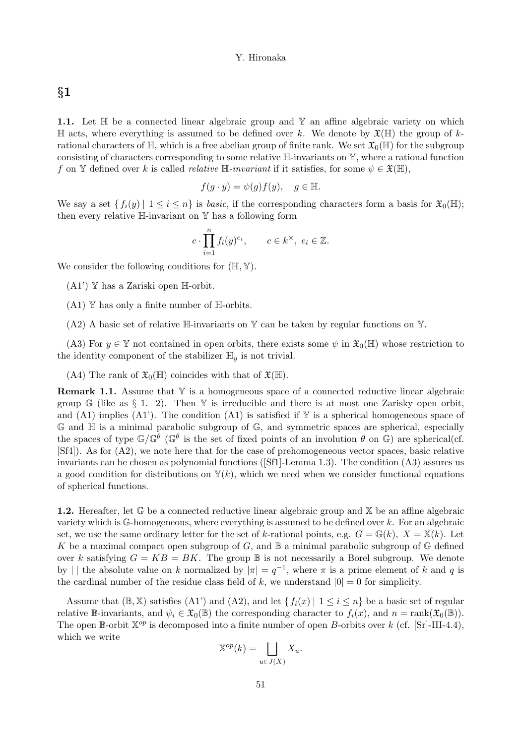## §1

**1.1.** Let $\mathbb{H}$ be a connected linear algebraic group and $\mathbb{Y}$ an affine algebraic variety on which $\mathbb{H}$ acts, where everything is assumed to be defined over $k$. We denote by $\mathfrak{X}(\mathbb{H})$ the group of $k$-rational characters of $\mathbb{H}$, which is a free abelian group of finite rank. We set $\mathfrak{X}_0(\mathbb{H})$ for the subgroup consisting of characters corresponding to some relative $\mathbb{H}$-invariants on $\mathbb{Y}$, where a rational function $f$ on $\mathbb{Y}$ defined over $k$ is called *relative* $\mathbb{H}$*-invariant* if it satisfies, for some $\psi \in \mathfrak{X}(\mathbb{H})$,

$$f(g \cdot y) = \psi(g) f(y), \quad g \in \mathbb{H}.$$

We say a set $\{ f_i(y) \mid 1 \leq i \leq n \}$ is *basic*, if the corresponding characters form a basis for $\mathfrak{X}_0(\mathbb{H})$; then every relative $\mathbb{H}$-invariant on $\mathbb{Y}$ has a following form

$$c \cdot \prod_{i=1}^{n} f_i(y)^{e_i}, \qquad c \in k^\times, \ e_i \in \mathbb{Z}.$$

We consider the following conditions for $(\mathbb{H}, \mathbb{Y})$.

(A1') $\mathbb{Y}$ has a Zariski open $\mathbb{H}$-orbit.

(A1) $\mathbb{Y}$ has only a finite number of $\mathbb{H}$-orbits.

(A2) A basic set of relative $\mathbb{H}$-invariants on $\mathbb{Y}$ can be taken by regular functions on $\mathbb{Y}$.

(A3) For $y \in \mathbb{Y}$ not contained in open orbits, there exists some $\psi$ in $\mathfrak{X}_0(\mathbb{H})$ whose restriction to the identity component of the stabilizer $\mathbb{H}_y$ is not trivial.

(A4) The rank of $\mathfrak{X}_0(\mathbb{H})$ coincides with that of $\mathfrak{X}(\mathbb{H})$.

**Remark 1.1.** Assume that $\mathbb{Y}$ is a homogeneous space of a connected reductive linear algebraic group $\mathbb{G}$ (like as § 1. 2). Then $\mathbb{Y}$ is irreducible and there is at most one Zarisky open orbit, and (A1) implies (A1'). The condition (A1) is satisfied if $\mathbb{Y}$ is a spherical homogeneous space of $\mathbb{G}$ and $\mathbb{H}$ is a minimal parabolic subgroup of $\mathbb{G}$, and symmetric spaces are spherical, especially the spaces of type $\mathbb{G}/\mathbb{G}^\theta$ ($\mathbb{G}^\theta$ is the set of fixed points of an involution $\theta$ on $\mathbb{G}$) are spherical(cf. [Sf4]). As for (A2), we note here that for the case of prehomogeneous vector spaces, basic relative invariants can be chosen as polynomial functions ([Sf1]-Lemma 1.3). The condition (A3) assures us a good condition for distributions on $\mathbb{Y}(k)$, which we need when we consider functional equations of spherical functions.

**1.2.** Hereafter, let $\mathbb{G}$ be a connected reductive linear algebraic group and $\mathbb{X}$ be an affine algebraic variety which is $\mathbb{G}$-homogeneous, where everything is assumed to be defined over $k$. For an algebraic set, we use the same ordinary letter for the set of $k$-rational points, e.g. $G = \mathbb{G}(k)$, $X = \mathbb{X}(k)$. Let $K$ be a maximal compact open subgroup of $G$, and $\mathbb{B}$ a minimal parabolic subgroup of $\mathbb{G}$ defined over $k$ satisfying $G = KB = BK$. The group $\mathbb{B}$ is not necessarily a Borel subgroup. We denote by $| \ |$ the absolute value on $k$ normalized by $|\pi| = q^{-1}$, where $\pi$ is a prime element of $k$ and $q$ is the cardinal number of the residue class field of $k$, we understand $|0| = 0$ for simplicity.

Assume that $(\mathbb{B}, \mathbb{X})$ satisfies (A1') and (A2), and let $\{ f_i(x) \mid 1 \leq i \leq n \}$ be a basic set of regular relative $\mathbb{B}$-invariants, and $\psi_i \in \mathfrak{X}_0(\mathbb{B})$ the corresponding character to $f_i(x)$, and $n = \mathrm{rank}(\mathfrak{X}_0(\mathbb{B}))$. The open $\mathbb{B}$-orbit $\mathbb{X}^{op}$ is decomposed into a finite number of open $B$-orbits over $k$ (cf. [Sr]-III-4.4), which we write

$$\mathbb{X}^{op}(k) = \bigsqcup_{u \in J(X)} X_u.$$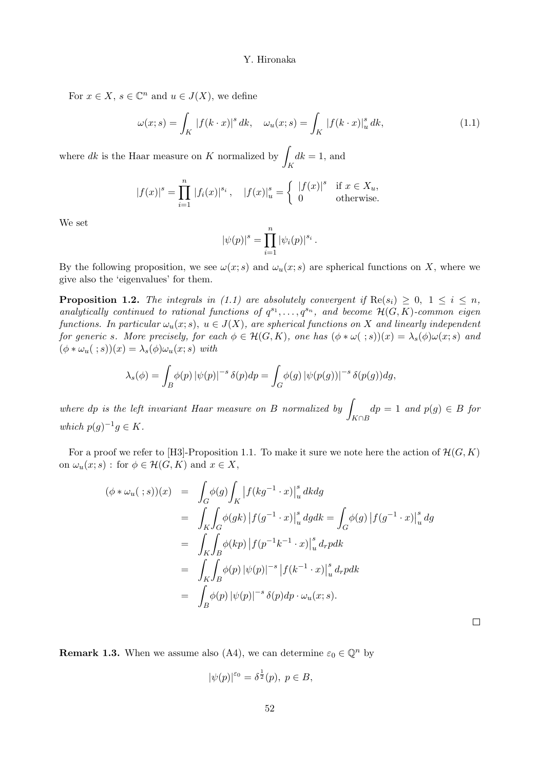For $x \in X$, $s \in \mathbb{C}^n$ and $u \in J(X)$, we define

$$\omega(x;s) = \int_K |f(k \cdot x)|^s \, dk, \quad \omega_u(x;s) = \int_K |f(k \cdot x)|_u^s \, dk, \tag{1.1}$$

where $dk$ is the Haar measure on $K$ normalized by $\displaystyle\int_K dk = 1$, and

$$|f(x)|^s = \prod_{i=1}^n |f_i(x)|^{s_i}, \quad |f(x)|_u^s = \begin{cases} |f(x)|^s & \text{if } x \in X_u, \\ 0 & \text{otherwise.} \end{cases}$$

We set

$$|\psi(p)|^s = \prod_{i=1}^n |\psi_i(p)|^{s_i}.$$

By the following proposition, we see $\omega(x;s)$ and $\omega_u(x;s)$ are spherical functions on $X$, where we give also the 'eigenvalues' for them.

**Proposition 1.2.** *The integrals in (1.1) are absolutely convergent if* $\mathrm{Re}(s_i) \geq 0$, $1 \leq i \leq n$, *analytically continued to rational functions of* $q^{s_1}, \ldots, q^{s_n}$, *and become* $\mathcal{H}(G,K)$*-common eigen functions. In particular* $\omega_u(x;s)$, $u \in J(X)$, *are spherical functions on* $X$ *and linearly independent for generic* $s$. *More precisely, for each* $\phi \in \mathcal{H}(G,K)$, *one has* $(\phi * \omega(\ ;s))(x) = \lambda_s(\phi)\omega(x;s)$ *and* $(\phi * \omega_u(\ ;s))(x) = \lambda_s(\phi)\omega_u(x;s)$ *with*

$$\lambda_s(\phi) = \int_B \phi(p) \, |\psi(p)|^{-s} \, \delta(p) dp = \int_G \phi(g) \, |\psi(p(g))|^{-s} \, \delta(p(g)) dg,$$

*where* $dp$ *is the left invariant Haar measure on* $B$ *normalized by* $\displaystyle\int_{K \cap B} dp = 1$ *and* $p(g) \in B$ *for which* $p(g)^{-1}g \in K$.

For a proof we refer to [H3]-Proposition 1.1. To make it sure we note here the action of $\mathcal{H}(G,K)$ on $\omega_u(x;s)$ : for $\phi \in \mathcal{H}(G,K)$ and $x \in X$,

$$\begin{aligned}
(\phi * \omega_u(\ ;s))(x) &= \int_G \phi(g) \int_K \left| f(kg^{-1} \cdot x) \right|_u^s dk dg \\
&= \int_K \int_G \phi(gk) \left| f(g^{-1} \cdot x) \right|_u^s dg dk = \int_G \phi(g) \left| f(g^{-1} \cdot x) \right|_u^s dg \\
&= \int_K \int_B \phi(kp) \left| f(p^{-1}k^{-1} \cdot x) \right|_u^s d_r p dk \\
&= \int_K \int_B \phi(p) \, |\psi(p)|^{-s} \left| f(k^{-1} \cdot x) \right|_u^s d_r p dk \\
&= \int_B \phi(p) \, |\psi(p)|^{-s} \, \delta(p) dp \cdot \omega_u(x;s).
\end{aligned}$$

$\square$

**Remark 1.3.** When we assume also (A4), we can determine $\varepsilon_0 \in \mathbb{Q}^n$ by

$$|\psi(p)|^{\varepsilon_0} = \delta^{\frac{1}{2}}(p), \ p \in B,$$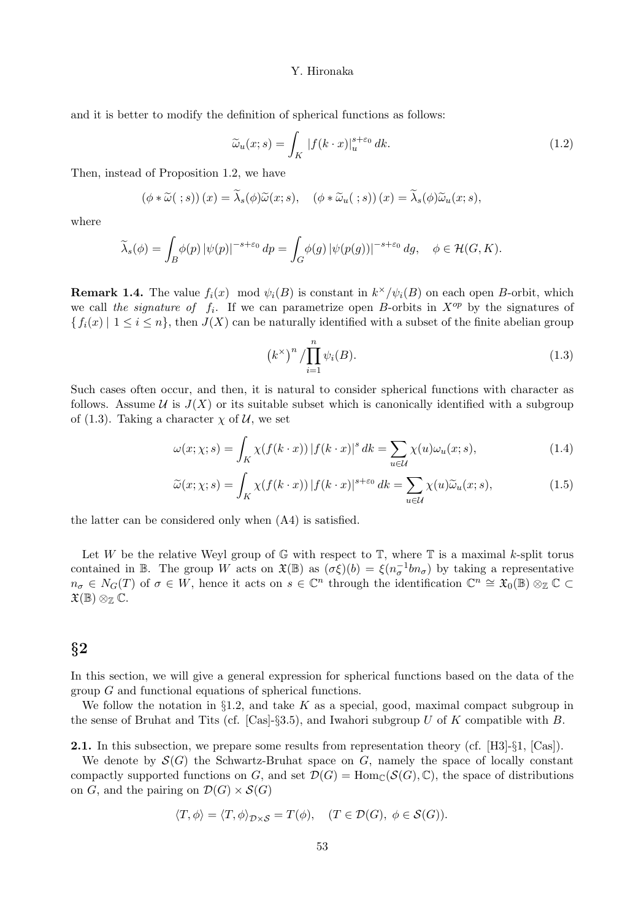and it is better to modify the definition of spherical functions as follows:

$$\widetilde{\omega}_u(x;s) = \int_K |f(k\cdot x)|_u^{s+\varepsilon_0}\,dk. \tag{1.2}$$

Then, instead of Proposition 1.2, we have

$$(\phi * \widetilde{\omega}(\ ;s))(x) = \widetilde{\lambda}_s(\phi)\widetilde{\omega}(x;s), \quad (\phi * \widetilde{\omega}_u(\ ;s))(x) = \widetilde{\lambda}_s(\phi)\widetilde{\omega}_u(x;s),$$

where

$$\widetilde{\lambda}_s(\phi) = \int_B \phi(p)\,|\psi(p)|^{-s+\varepsilon_0}\,dp = \int_G \phi(g)\,|\psi(p(g))|^{-s+\varepsilon_0}\,dg, \quad \phi \in \mathcal{H}(G,K).$$

**Remark 1.4.** The value $f_i(x) \mod \psi_i(B)$ is constant in $k^\times/\psi_i(B)$ on each open $B$-orbit, which we call *the signature of* $f_i$. If we can parametrize open $B$-orbits in $X^{op}$ by the signatures of $\{f_i(x) \mid 1 \le i \le n\}$, then $J(X)$ can be naturally identified with a subset of the finite abelian group

$$\left(k^\times\right)^n / \prod_{i=1}^n \psi_i(B). \tag{1.3}$$

Such cases often occur, and then, it is natural to consider spherical functions with character as follows. Assume $\mathcal{U}$ is $J(X)$ or its suitable subset which is canonically identified with a subgroup of (1.3). Taking a character $\chi$ of $\mathcal{U}$, we set

$$\omega(x;\chi;s) = \int_K \chi(f(k\cdot x))\,|f(k\cdot x)|^s\,dk = \sum_{u\in\mathcal{U}} \chi(u)\omega_u(x;s), \tag{1.4}$$

$$\widetilde{\omega}(x;\chi;s) = \int_K \chi(f(k\cdot x))\,|f(k\cdot x)|^{s+\varepsilon_0}\,dk = \sum_{u\in\mathcal{U}} \chi(u)\widetilde{\omega}_u(x;s), \tag{1.5}$$

the latter can be considered only when (A4) is satisfied.

Let $W$ be the relative Weyl group of $\mathbb{G}$ with respect to $\mathbb{T}$, where $\mathbb{T}$ is a maximal $k$-split torus contained in $\mathbb{B}$. The group $W$ acts on $\mathfrak{X}(\mathbb{B})$ as $(\sigma\xi)(b) = \xi(n_\sigma^{-1} b n_\sigma)$ by taking a representative $n_\sigma \in N_G(T)$ of $\sigma \in W$, hence it acts on $s \in \mathbb{C}^n$ through the identification $\mathbb{C}^n \cong \mathfrak{X}_0(\mathbb{B}) \otimes_{\mathbb{Z}} \mathbb{C} \subset \mathfrak{X}(\mathbb{B}) \otimes_{\mathbb{Z}} \mathbb{C}$.

## §2

In this section, we will give a general expression for spherical functions based on the data of the group $G$ and functional equations of spherical functions.

We follow the notation in §1.2, and take $K$ as a special, good, maximal compact subgroup in the sense of Bruhat and Tits (cf. [Cas]-§3.5), and Iwahori subgroup $U$ of $K$ compatible with $B$.

**2.1.** In this subsection, we prepare some results from representation theory (cf. [H3]-§1, [Cas]).

We denote by $\mathcal{S}(G)$ the Schwartz-Bruhat space on $G$, namely the space of locally constant compactly supported functions on $G$, and set $\mathcal{D}(G) = \mathrm{Hom}_{\mathbb{C}}(\mathcal{S}(G), \mathbb{C})$, the space of distributions on $G$, and the pairing on $\mathcal{D}(G) \times \mathcal{S}(G)$

$$\langle T, \phi \rangle = \langle T, \phi \rangle_{\mathcal{D}\times\mathcal{S}} = T(\phi), \quad (T \in \mathcal{D}(G),\ \phi \in \mathcal{S}(G)).$$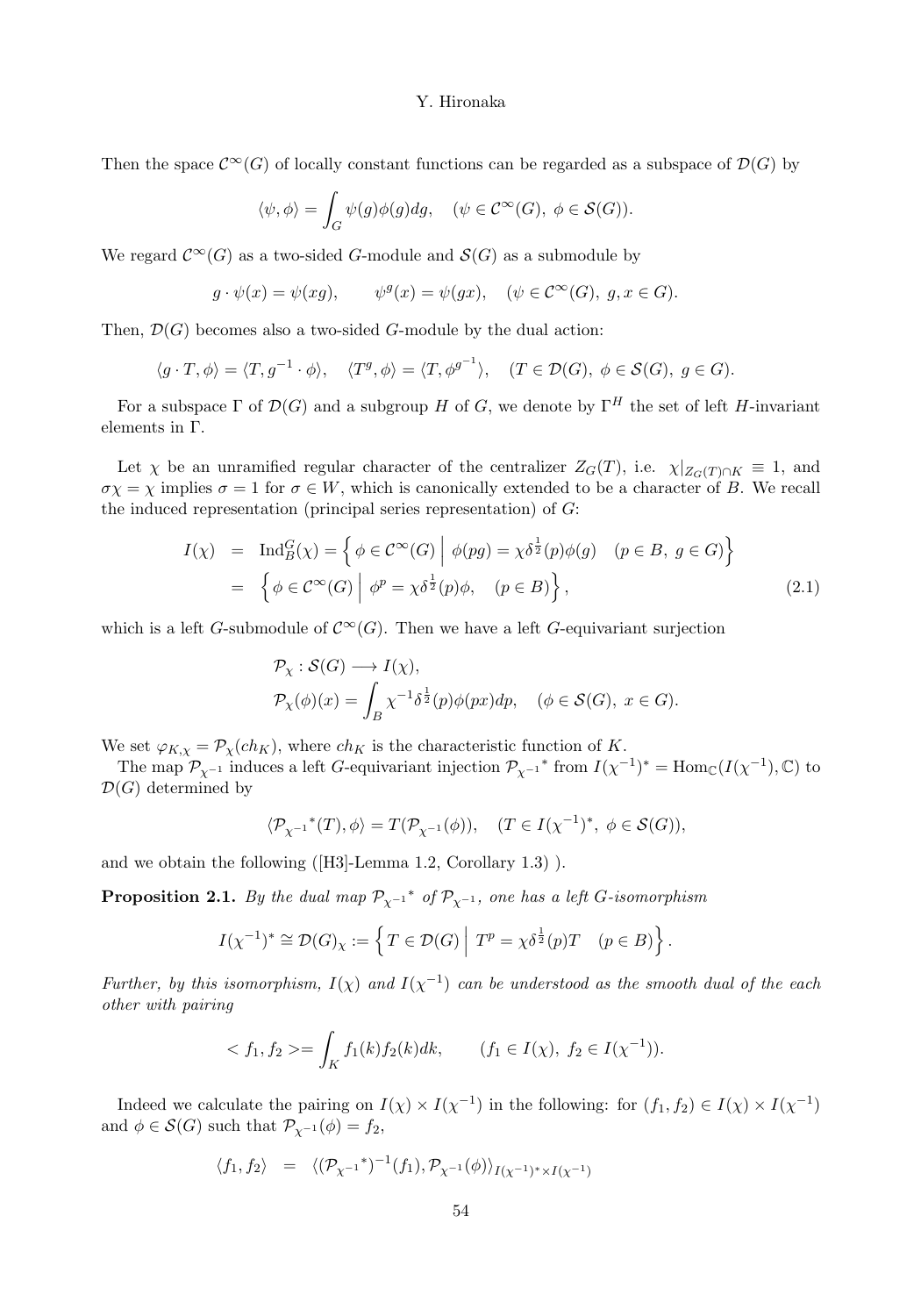Then the space $\mathcal{C}^\infty(G)$ of locally constant functions can be regarded as a subspace of $\mathcal{D}(G)$ by

$$\langle \psi, \phi \rangle = \int_G \psi(g)\phi(g)dg, \quad (\psi \in \mathcal{C}^\infty(G),\ \phi \in \mathcal{S}(G)).$$

We regard $\mathcal{C}^\infty(G)$ as a two-sided $G$-module and $\mathcal{S}(G)$ as a submodule by

$$g \cdot \psi(x) = \psi(xg), \qquad \psi^g(x) = \psi(gx), \quad (\psi \in \mathcal{C}^\infty(G),\ g, x \in G).$$

Then, $\mathcal{D}(G)$ becomes also a two-sided $G$-module by the dual action:

$$\langle g \cdot T, \phi \rangle = \langle T, g^{-1} \cdot \phi \rangle, \quad \langle T^g, \phi \rangle = \langle T, \phi^{g^{-1}} \rangle, \quad (T \in \mathcal{D}(G),\ \phi \in \mathcal{S}(G),\ g \in G).$$

For a subspace $\Gamma$ of $\mathcal{D}(G)$ and a subgroup $H$ of $G$, we denote by $\Gamma^H$ the set of left $H$-invariant elements in $\Gamma$.

Let $\chi$ be an unramified regular character of the centralizer $Z_G(T)$, i.e. $\chi|_{Z_G(T)\cap K} \equiv 1$, and $\sigma\chi = \chi$ implies $\sigma = 1$ for $\sigma \in W$, which is canonically extended to be a character of $B$. We recall the induced representation (principal series representation) of $G$:

$$\begin{aligned} I(\chi) &= \operatorname{Ind}_B^G(\chi) = \left\{ \phi \in \mathcal{C}^\infty(G) \;\middle|\; \phi(pg) = \chi\delta^{\frac{1}{2}}(p)\phi(g) \quad (p \in B,\ g \in G) \right\} \\ &= \left\{ \phi \in \mathcal{C}^\infty(G) \;\middle|\; \phi^p = \chi\delta^{\frac{1}{2}}(p)\phi, \quad (p \in B) \right\}, \end{aligned} \tag{2.1}$$

which is a left $G$-submodule of $\mathcal{C}^\infty(G)$. Then we have a left $G$-equivariant surjection

$$\begin{aligned} &\mathcal{P}_\chi : \mathcal{S}(G) \longrightarrow I(\chi), \\ &\mathcal{P}_\chi(\phi)(x) = \int_B \chi^{-1}\delta^{\frac{1}{2}}(p)\phi(px)dp, \quad (\phi \in \mathcal{S}(G),\ x \in G). \end{aligned}$$

We set $\varphi_{K,\chi} = \mathcal{P}_\chi(ch_K)$, where $ch_K$ is the characteristic function of $K$.

The map $\mathcal{P}_{\chi^{-1}}$ induces a left $G$-equivariant injection $\mathcal{P}_{\chi^{-1}}{}^*$ from $I(\chi^{-1})^* = \operatorname{Hom}_{\mathbb{C}}(I(\chi^{-1}), \mathbb{C})$ to $\mathcal{D}(G)$ determined by

$$\langle \mathcal{P}_{\chi^{-1}}{}^*(T), \phi \rangle = T(\mathcal{P}_{\chi^{-1}}(\phi)), \quad (T \in I(\chi^{-1})^*,\ \phi \in \mathcal{S}(G)),$$

and we obtain the following ([H3]-Lemma 1.2, Corollary 1.3) ).

**Proposition 2.1.** *By the dual map $\mathcal{P}_{\chi^{-1}}{}^*$ of $\mathcal{P}_{\chi^{-1}}$, one has a left $G$-isomorphism*

$$I(\chi^{-1})^* \cong \mathcal{D}(G)_\chi := \left\{ T \in \mathcal{D}(G) \;\middle|\; T^p = \chi\delta^{\frac{1}{2}}(p)T \quad (p \in B) \right\}.$$

*Further, by this isomorphism, $I(\chi)$ and $I(\chi^{-1})$ can be understood as the smooth dual of the each other with pairing*

$$< f_1, f_2 >= \int_K f_1(k)f_2(k)dk, \qquad (f_1 \in I(\chi),\ f_2 \in I(\chi^{-1})).$$

Indeed we calculate the pairing on $I(\chi) \times I(\chi^{-1})$ in the following: for $(f_1, f_2) \in I(\chi) \times I(\chi^{-1})$ and $\phi \in \mathcal{S}(G)$ such that $\mathcal{P}_{\chi^{-1}}(\phi) = f_2$,

$$\langle f_1, f_2 \rangle \;=\; \langle (\mathcal{P}_{\chi^{-1}}{}^*)^{-1}(f_1), \mathcal{P}_{\chi^{-1}}(\phi) \rangle_{I(\chi^{-1})^* \times I(\chi^{-1})}$$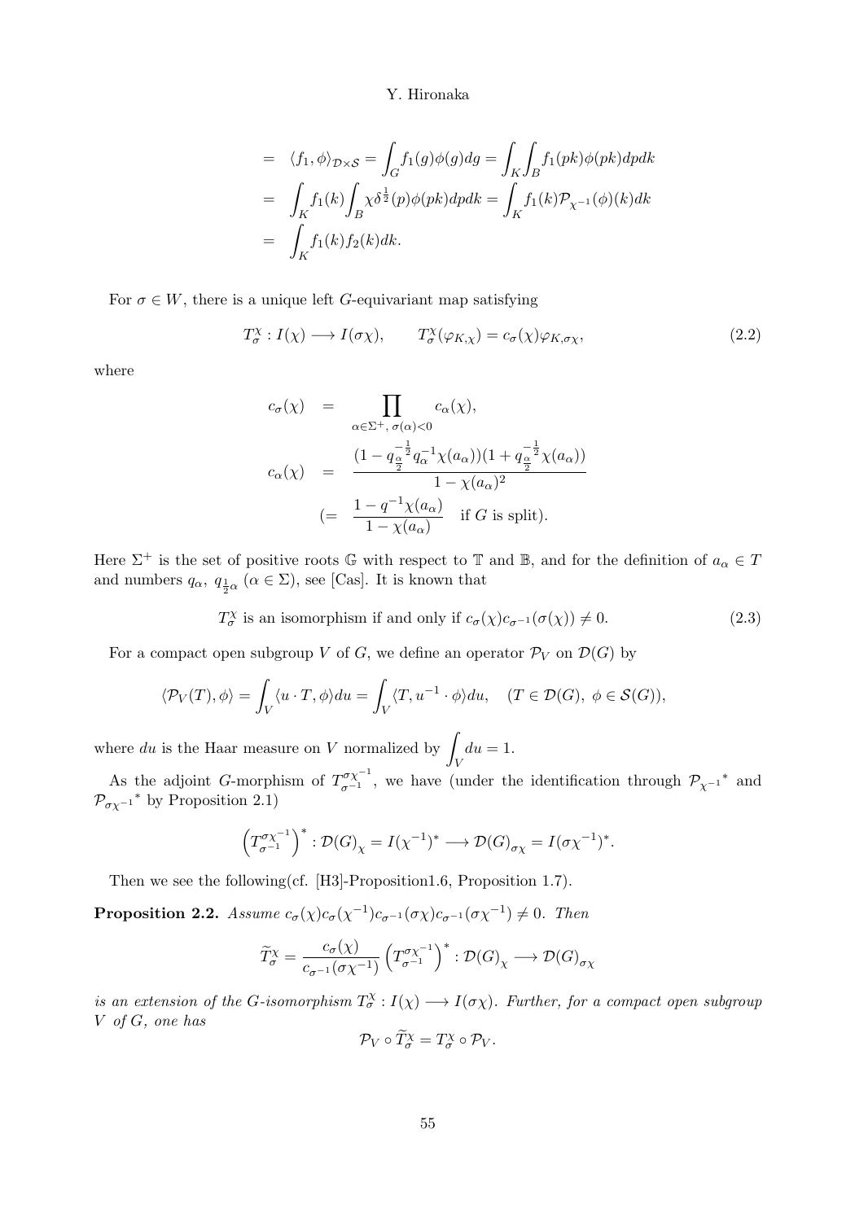$$
\begin{aligned}
&= \langle f_1, \phi\rangle_{\mathcal{D}\times\mathcal{S}} = \int_G f_1(g)\phi(g)dg = \int_K\int_B f_1(pk)\phi(pk)dpdk \\
&= \int_K f_1(k)\int_B \chi\delta^{\frac{1}{2}}(p)\phi(pk)dpdk = \int_K f_1(k)\mathcal{P}_{\chi^{-1}}(\phi)(k)dk \\
&= \int_K f_1(k)f_2(k)dk.
\end{aligned}
$$

For $\sigma \in W$, there is a unique left $G$-equivariant map satisfying

$$
T_\sigma^\chi : I(\chi) \longrightarrow I(\sigma\chi), \qquad T_\sigma^\chi(\varphi_{K,\chi}) = c_\sigma(\chi)\varphi_{K,\sigma\chi}, \tag{2.2}
$$

where

$$
\begin{aligned}
c_\sigma(\chi) &= \prod_{\alpha\in\Sigma^+,\ \sigma(\alpha)<0} c_\alpha(\chi), \\
c_\alpha(\chi) &= \frac{(1-q_{\frac{\alpha}{2}}^{-\frac{1}{2}}q_\alpha^{-1}\chi(a_\alpha))(1+q_{\frac{\alpha}{2}}^{-\frac{1}{2}}\chi(a_\alpha))}{1-\chi(a_\alpha)^2} \\
&\left(= \frac{1-q^{-1}\chi(a_\alpha)}{1-\chi(a_\alpha)} \quad \text{if } G \text{ is split}\right).
\end{aligned}
$$

Here $\Sigma^+$ is the set of positive roots $\mathbb{G}$ with respect to $\mathbb{T}$ and $\mathbb{B}$, and for the definition of $a_\alpha \in T$ and numbers $q_\alpha$, $q_{\frac{1}{2}\alpha}$ $(\alpha \in \Sigma)$, see [Cas]. It is known that

$$
T_\sigma^\chi \text{ is an isomorphism if and only if } c_\sigma(\chi)c_{\sigma^{-1}}(\sigma(\chi)) \neq 0. \tag{2.3}
$$

For a compact open subgroup $V$ of $G$, we define an operator $\mathcal{P}_V$ on $\mathcal{D}(G)$ by

$$
\langle \mathcal{P}_V(T), \phi\rangle = \int_V \langle u\cdot T, \phi\rangle du = \int_V \langle T, u^{-1}\cdot\phi\rangle du, \quad (T \in \mathcal{D}(G),\ \phi \in \mathcal{S}(G)),
$$

where $du$ is the Haar measure on $V$ normalized by $\displaystyle\int_V du = 1$.

As the adjoint $G$-morphism of $T_{\sigma^{-1}}^{\sigma\chi^{-1}}$, we have (under the identification through ${\mathcal{P}_{\chi^{-1}}}^*$ and ${\mathcal{P}_{\sigma\chi^{-1}}}^*$ by Proposition 2.1)

$$
\left(T_{\sigma^{-1}}^{\sigma\chi^{-1}}\right)^* : \mathcal{D}(G)_\chi = I(\chi^{-1})^* \longrightarrow \mathcal{D}(G)_{\sigma\chi} = I(\sigma\chi^{-1})^*.
$$

Then we see the following(cf. [H3]-Proposition1.6, Proposition 1.7).

**Proposition 2.2.** *Assume $c_\sigma(\chi)c_\sigma(\chi^{-1})c_{\sigma^{-1}}(\sigma\chi)c_{\sigma^{-1}}(\sigma\chi^{-1}) \neq 0$. Then*

$$
\widetilde{T}_\sigma^\chi = \frac{c_\sigma(\chi)}{c_{\sigma^{-1}}(\sigma\chi^{-1})}\left(T_{\sigma^{-1}}^{\sigma\chi^{-1}}\right)^* : \mathcal{D}(G)_\chi \longrightarrow \mathcal{D}(G)_{\sigma\chi}
$$

*is an extension of the $G$-isomorphism $T_\sigma^\chi : I(\chi) \longrightarrow I(\sigma\chi)$. Further, for a compact open subgroup $V$ of $G$, one has*

$$
\mathcal{P}_V \circ \widetilde{T}_\sigma^\chi = T_\sigma^\chi \circ \mathcal{P}_V.
$$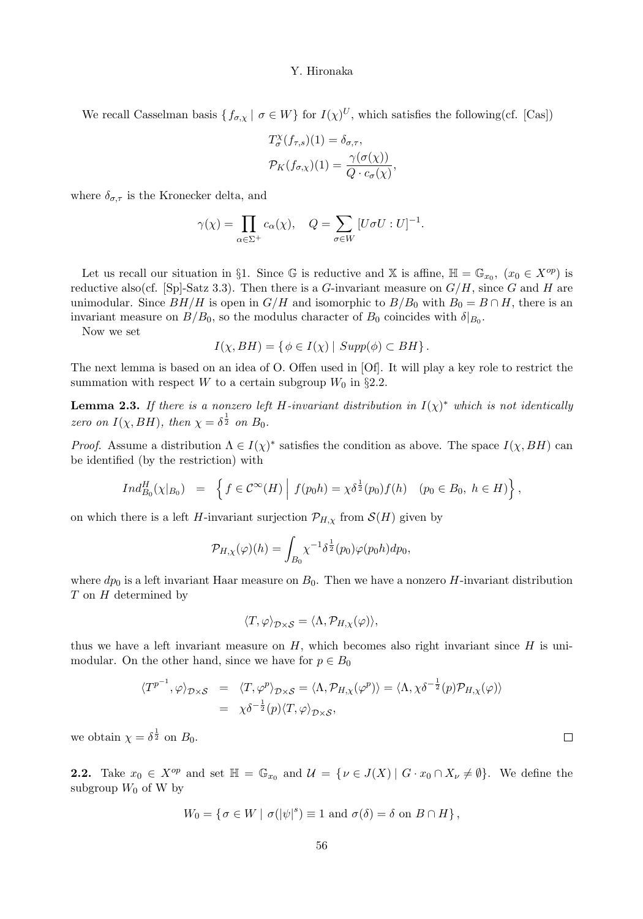We recall Casselman basis $\{ f_{\sigma,\chi} \mid \sigma \in W \}$ for $I(\chi)^U$, which satisfies the following(cf. [Cas])

$$T_\sigma^\chi(f_{\tau,s})(1) = \delta_{\sigma,\tau},$$
$$\mathcal{P}_K(f_{\sigma,\chi})(1) = \frac{\gamma(\sigma(\chi))}{Q \cdot c_\sigma(\chi)},$$

where $\delta_{\sigma,\tau}$ is the Kronecker delta, and

$$\gamma(\chi) = \prod_{\alpha \in \Sigma^+} c_\alpha(\chi), \quad Q = \sum_{\sigma \in W} [U\sigma U : U]^{-1}.$$

Let us recall our situation in §1. Since $\mathbb{G}$ is reductive and $\mathbb{X}$ is affine, $\mathbb{H} = \mathbb{G}_{x_0}$, $(x_0 \in X^{op})$ is reductive also(cf. [Sp]-Satz 3.3). Then there is a $G$-invariant measure on $G/H$, since $G$ and $H$ are unimodular. Since $BH/H$ is open in $G/H$ and isomorphic to $B/B_0$ with $B_0 = B \cap H$, there is an invariant measure on $B/B_0$, so the modulus character of $B_0$ coincides with $\delta|_{B_0}$.

Now we set

$$I(\chi, BH) = \{ \phi \in I(\chi) \mid Supp(\phi) \subset BH \}.$$

The next lemma is based on an idea of O. Offen used in [Of]. It will play a key role to restrict the summation with respect $W$ to a certain subgroup $W_0$ in §2.2.

**Lemma 2.3.** *If there is a nonzero left $H$-invariant distribution in $I(\chi)^*$ which is not identically zero on $I(\chi, BH)$, then $\chi = \delta^{\frac{1}{2}}$ on $B_0$.*

*Proof.* Assume a distribution $\Lambda \in I(\chi)^*$ satisfies the condition as above. The space $I(\chi, BH)$ can be identified (by the restriction) with

$$Ind_{B_0}^H(\chi|_{B_0}) \;=\; \left\{ f \in \mathcal{C}^\infty(H) \;\middle|\; f(p_0 h) = \chi\delta^{\frac{1}{2}}(p_0) f(h) \quad (p_0 \in B_0,\ h \in H) \right\},$$

on which there is a left $H$-invariant surjection $\mathcal{P}_{H,\chi}$ from $\mathcal{S}(H)$ given by

$$\mathcal{P}_{H,\chi}(\varphi)(h) = \int_{B_0} \chi^{-1}\delta^{\frac{1}{2}}(p_0)\varphi(p_0 h) dp_0,$$

where $dp_0$ is a left invariant Haar measure on $B_0$. Then we have a nonzero $H$-invariant distribution $T$ on $H$ determined by

$$\langle T, \varphi \rangle_{\mathcal{D}\times\mathcal{S}} = \langle \Lambda, \mathcal{P}_{H,\chi}(\varphi) \rangle,$$

thus we have a left invariant measure on $H$, which becomes also right invariant since $H$ is unimodular. On the other hand, since we have for $p \in B_0$

$$\begin{aligned}
\langle T^{p^{-1}}, \varphi \rangle_{\mathcal{D}\times\mathcal{S}} &= \langle T, \varphi^p \rangle_{\mathcal{D}\times\mathcal{S}} = \langle \Lambda, \mathcal{P}_{H,\chi}(\varphi^p) \rangle = \langle \Lambda, \chi\delta^{-\frac{1}{2}}(p)\mathcal{P}_{H,\chi}(\varphi) \rangle \\
&= \chi\delta^{-\frac{1}{2}}(p) \langle T, \varphi \rangle_{\mathcal{D}\times\mathcal{S}},
\end{aligned}$$

we obtain $\chi = \delta^{\frac{1}{2}}$ on $B_0$. $\square$

**2.2.** Take $x_0 \in X^{op}$ and set $\mathbb{H} = \mathbb{G}_{x_0}$ and $\mathcal{U} = \{ \nu \in J(X) \mid G \cdot x_0 \cap X_\nu \neq \emptyset \}$. We define the subgroup $W_0$ of W by

$$W_0 = \{ \sigma \in W \mid \sigma(|\psi|^s) \equiv 1 \text{ and } \sigma(\delta) = \delta \text{ on } B \cap H \},$$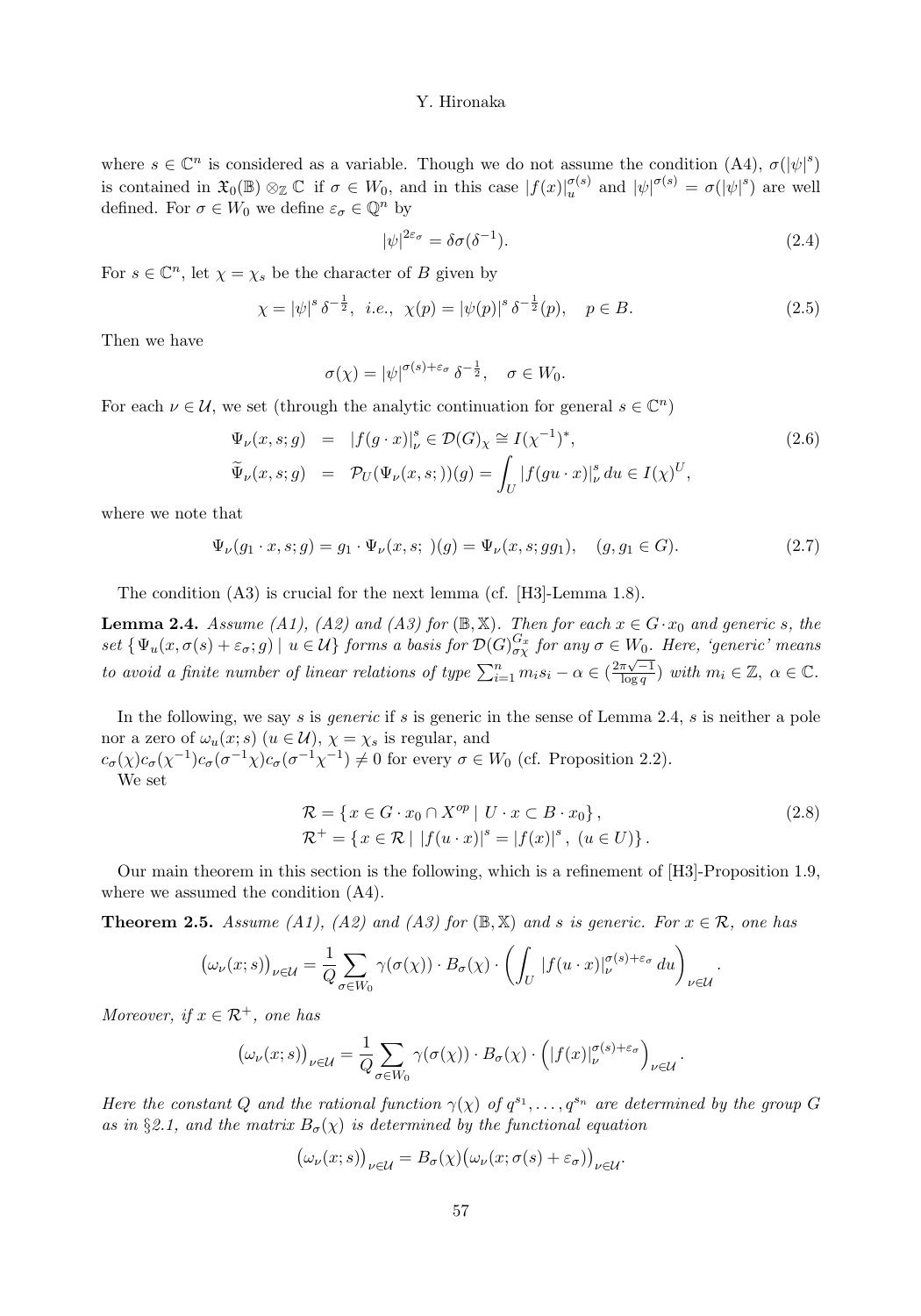where $s \in \mathbb{C}^n$ is considered as a variable. Though we do not assume the condition (A4), $\sigma(|\psi|^s)$ is contained in $\mathfrak{X}_0(\mathbb{B}) \otimes_{\mathbb{Z}} \mathbb{C}$ if $\sigma \in W_0$, and in this case $|f(x)|_u^{\sigma(s)}$ and $|\psi|^{\sigma(s)} = \sigma(|\psi|^s)$ are well defined. For $\sigma \in W_0$ we define $\varepsilon_\sigma \in \mathbb{Q}^n$ by

$$|\psi|^{2\varepsilon_\sigma} = \delta\sigma(\delta^{-1}). \tag{2.4}$$

For $s \in \mathbb{C}^n$, let $\chi = \chi_s$ be the character of $B$ given by

$$\chi = |\psi|^s \, \delta^{-\frac{1}{2}}, \;\; i.e., \;\; \chi(p) = |\psi(p)|^s \, \delta^{-\frac{1}{2}}(p), \quad p \in B. \tag{2.5}$$

Then we have

$$\sigma(\chi) = |\psi|^{\sigma(s)+\varepsilon_\sigma} \, \delta^{-\frac{1}{2}}, \quad \sigma \in W_0.$$

For each $\nu \in \mathcal{U}$, we set (through the analytic continuation for general $s \in \mathbb{C}^n$)

$$\begin{aligned} \Psi_\nu(x, s; g) &= |f(g \cdot x)|_\nu^s \in \mathcal{D}(G)_\chi \cong I(\chi^{-1})^*, \\ \widetilde{\Psi}_\nu(x, s; g) &= \mathcal{P}_U(\Psi_\nu(x, s; ))(g) = \int_U |f(gu \cdot x)|_\nu^s \, du \in I(\chi)^U, \end{aligned} \tag{2.6}$$

where we note that

$$\Psi_\nu(g_1 \cdot x, s; g) = g_1 \cdot \Psi_\nu(x, s; \;)(g) = \Psi_\nu(x, s; gg_1), \quad (g, g_1 \in G). \tag{2.7}$$

The condition (A3) is crucial for the next lemma (cf. [H3]-Lemma 1.8).

**Lemma 2.4.** *Assume (A1), (A2) and (A3) for $(\mathbb{B}, \mathbb{X})$. Then for each $x \in G \cdot x_0$ and generic $s$, the set $\{\, \Psi_u(x, \sigma(s) + \varepsilon_\sigma; g) \mid u \in \mathcal{U} \}$ forms a basis for $\mathcal{D}(G)_{\sigma\chi}^{G_x}$ for any $\sigma \in W_0$. Here, 'generic' means to avoid a finite number of linear relations of type $\sum_{i=1}^n m_i s_i - \alpha \in (\frac{2\pi\sqrt{-1}}{\log q})$ with $m_i \in \mathbb{Z}$, $\alpha \in \mathbb{C}$.*

In the following, we say $s$ is *generic* if $s$ is generic in the sense of Lemma 2.4, $s$ is neither a pole nor a zero of $\omega_u(x; s)$ $(u \in \mathcal{U})$, $\chi = \chi_s$ is regular, and $c_\sigma(\chi)c_\sigma(\chi^{-1})c_\sigma(\sigma^{-1}\chi)c_\sigma(\sigma^{-1}\chi^{-1}) \neq 0$ for every $\sigma \in W_0$ (cf. Proposition 2.2).

We set

$$\begin{aligned} \mathcal{R} &= \{\, x \in G \cdot x_0 \cap X^{op} \mid U \cdot x \subset B \cdot x_0 \} \,, \\ \mathcal{R}^+ &= \{\, x \in \mathcal{R} \mid |f(u \cdot x)|^s = |f(x)|^s \,, \; (u \in U) \} \,. \end{aligned} \tag{2.8}$$

Our main theorem in this section is the following, which is a refinement of [H3]-Proposition 1.9, where we assumed the condition (A4).

**Theorem 2.5.** *Assume (A1), (A2) and (A3) for $(\mathbb{B}, \mathbb{X})$ and $s$ is generic. For $x \in \mathcal{R}$, one has*

$$\big(\omega_\nu(x; s)\big)_{\nu \in \mathcal{U}} = \frac{1}{Q} \sum_{\sigma \in W_0} \gamma(\sigma(\chi)) \cdot B_\sigma(\chi) \cdot \left( \int_U |f(u \cdot x)|_\nu^{\sigma(s)+\varepsilon_\sigma} \, du \right)_{\nu \in \mathcal{U}}.$$

*Moreover, if $x \in \mathcal{R}^+$, one has*

$$\big(\omega_\nu(x; s)\big)_{\nu \in \mathcal{U}} = \frac{1}{Q} \sum_{\sigma \in W_0} \gamma(\sigma(\chi)) \cdot B_\sigma(\chi) \cdot \Big( |f(x)|_\nu^{\sigma(s)+\varepsilon_\sigma} \Big)_{\nu \in \mathcal{U}}.$$

*Here the constant $Q$ and the rational function $\gamma(\chi)$ of $q^{s_1}, \ldots, q^{s_n}$ are determined by the group $G$ as in §2.1, and the matrix $B_\sigma(\chi)$ is determined by the functional equation*

$$\big(\omega_\nu(x; s)\big)_{\nu \in \mathcal{U}} = B_\sigma(\chi)\big(\omega_\nu(x; \sigma(s) + \varepsilon_\sigma)\big)_{\nu \in \mathcal{U}}.$$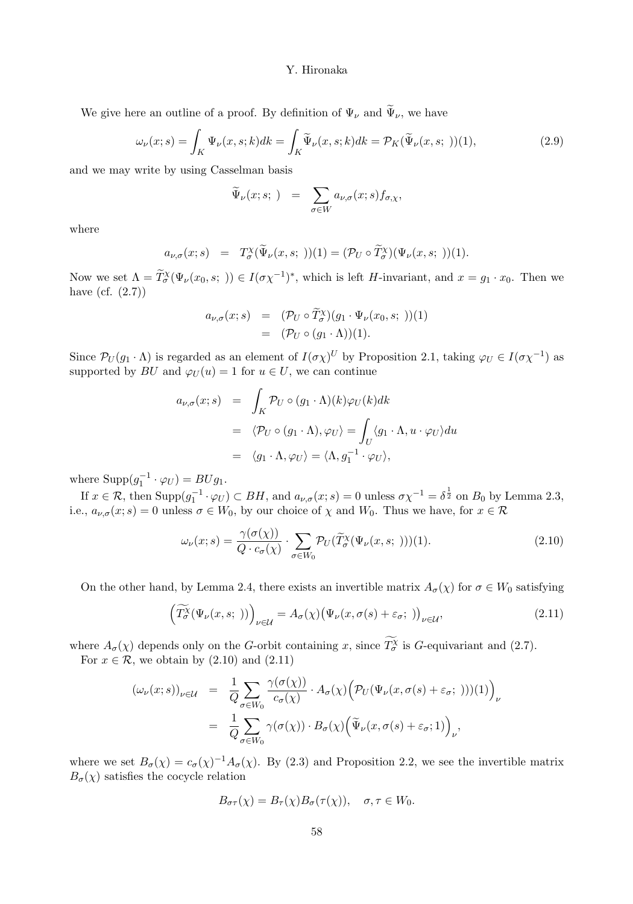We give here an outline of a proof. By definition of $\Psi_\nu$ and $\widetilde{\Psi}_\nu$, we have

$$\omega_\nu(x;s) = \int_K \Psi_\nu(x,s;k)dk = \int_K \widetilde{\Psi}_\nu(x,s;k)dk = \mathcal{P}_K(\widetilde{\Psi}_\nu(x,s;\ ))(1), \tag{2.9}$$

and we may write by using Casselman basis

$$\widetilde{\Psi}_\nu(x;s;\ ) \;=\; \sum_{\sigma \in W} a_{\nu,\sigma}(x;s) f_{\sigma,\chi},$$

where

$$a_{\nu,\sigma}(x;s) \;=\; T_\sigma^\chi(\widetilde{\Psi}_\nu(x,s;\ ))(1) = (\mathcal{P}_U \circ \widetilde{T}_\sigma^\chi)(\Psi_\nu(x,s;\ ))(1).$$

Now we set $\Lambda = \widetilde{T}_\sigma^\chi(\Psi_\nu(x_0,s;\ )) \in I(\sigma\chi^{-1})^*$, which is left $H$-invariant, and $x = g_1 \cdot x_0$. Then we have (cf. (2.7))

$$\begin{aligned} a_{\nu,\sigma}(x;s) &= (\mathcal{P}_U \circ \widetilde{T}_\sigma^\chi)(g_1 \cdot \Psi_\nu(x_0,s;\ ))(1) \\ &= (\mathcal{P}_U \circ (g_1 \cdot \Lambda))(1). \end{aligned}$$

Since $\mathcal{P}_U(g_1 \cdot \Lambda)$ is regarded as an element of $I(\sigma\chi)^U$ by Proposition 2.1, taking $\varphi_U \in I(\sigma\chi^{-1})$ as supported by $BU$ and $\varphi_U(u) = 1$ for $u \in U$, we can continue

$$\begin{aligned} a_{\nu,\sigma}(x;s) &= \int_K \mathcal{P}_U \circ (g_1 \cdot \Lambda)(k) \varphi_U(k) dk \\ &= \langle \mathcal{P}_U \circ (g_1 \cdot \Lambda), \varphi_U \rangle = \int_U \langle g_1 \cdot \Lambda, u \cdot \varphi_U \rangle du \\ &= \langle g_1 \cdot \Lambda, \varphi_U \rangle = \langle \Lambda, g_1^{-1} \cdot \varphi_U \rangle, \end{aligned}$$

where $\mathrm{Supp}(g_1^{-1} \cdot \varphi_U) = BUg_1$.

If $x \in \mathcal{R}$, then $\mathrm{Supp}(g_1^{-1} \cdot \varphi_U) \subset BH$, and $a_{\nu,\sigma}(x;s) = 0$ unless $\sigma\chi^{-1} = \delta^{\frac{1}{2}}$ on $B_0$ by Lemma 2.3, i.e., $a_{\nu,\sigma}(x;s) = 0$ unless $\sigma \in W_0$, by our choice of $\chi$ and $W_0$. Thus we have, for $x \in \mathcal{R}$

$$\omega_\nu(x;s) = \frac{\gamma(\sigma(\chi))}{Q \cdot c_\sigma(\chi)} \cdot \sum_{\sigma \in W_0} \mathcal{P}_U(\widetilde{T}_\sigma^\chi(\Psi_\nu(x,s;\ )))(1). \tag{2.10}$$

On the other hand, by Lemma 2.4, there exists an invertible matrix $A_\sigma(\chi)$ for $\sigma \in W_0$ satisfying

$$\left(\widetilde{T_\sigma^\chi}(\Psi_\nu(x,s;\ ))\right)_{\nu \in \mathcal{U}} = A_\sigma(\chi)\big(\Psi_\nu(x,\sigma(s)+\varepsilon_\sigma;\ )\big)_{\nu \in \mathcal{U}}, \tag{2.11}$$

where $A_\sigma(\chi)$ depends only on the $G$-orbit containing $x$, since $\widetilde{T_\sigma^\chi}$ is $G$-equivariant and (2.7).

For $x \in \mathcal{R}$, we obtain by (2.10) and (2.11)

$$\begin{aligned} (\omega_\nu(x;s))_{\nu \in \mathcal{U}} &= \frac{1}{Q} \sum_{\sigma \in W_0} \frac{\gamma(\sigma(\chi))}{c_\sigma(\chi)} \cdot A_\sigma(\chi) \Big( \mathcal{P}_U(\Psi_\nu(x,\sigma(s)+\varepsilon_\sigma;\ )))(1) \Big)_\nu \\ &= \frac{1}{Q} \sum_{\sigma \in W_0} \gamma(\sigma(\chi)) \cdot B_\sigma(\chi) \Big( \widetilde{\Psi}_\nu(x,\sigma(s)+\varepsilon_\sigma; 1) \Big)_\nu, \end{aligned}$$

where we set $B_\sigma(\chi) = c_\sigma(\chi)^{-1} A_\sigma(\chi)$. By (2.3) and Proposition 2.2, we see the invertible matrix $B_\sigma(\chi)$ satisfies the cocycle relation

$$B_{\sigma\tau}(\chi) = B_\tau(\chi) B_\sigma(\tau(\chi)), \quad \sigma, \tau \in W_0.$$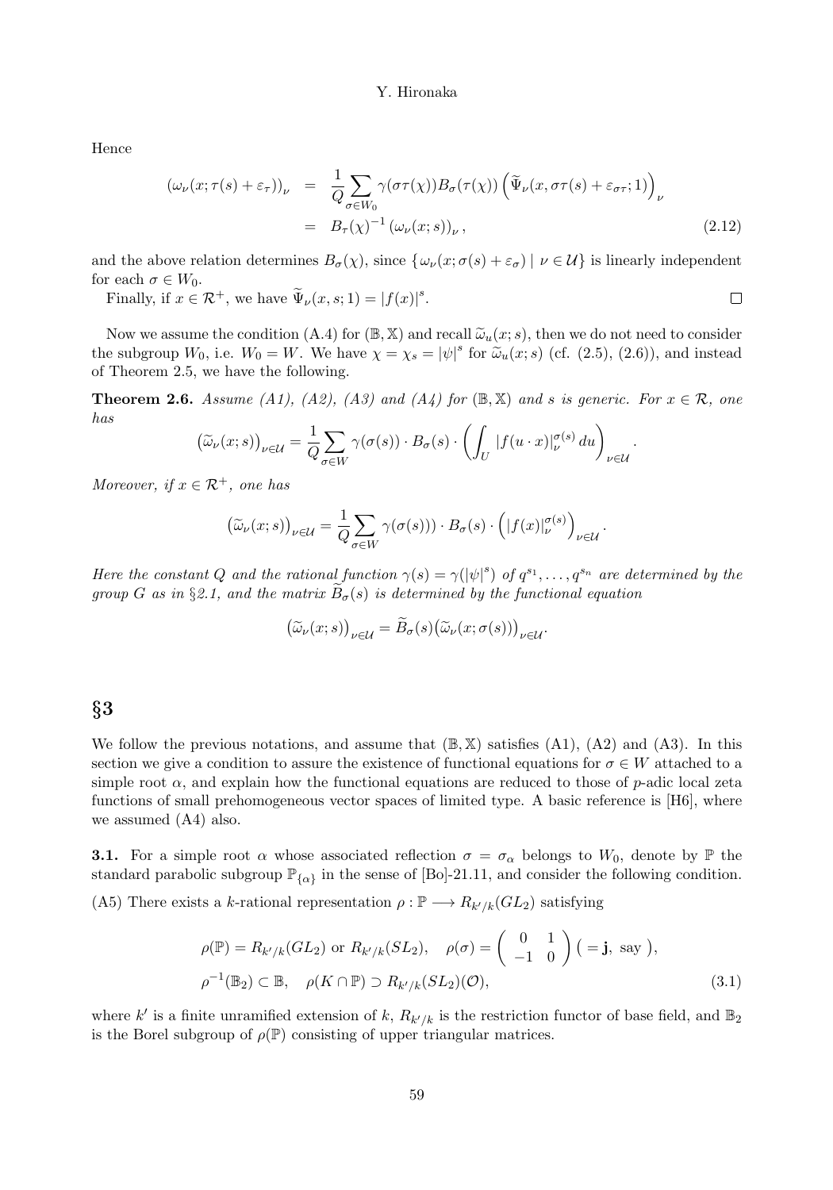Hence

$$
\begin{aligned}
(\omega_\nu(x;\tau(s)+\varepsilon_\tau))_\nu &= \frac{1}{Q}\sum_{\sigma\in W_0}\gamma(\sigma\tau(\chi))B_\sigma(\tau(\chi))\left(\widetilde{\Psi}_\nu(x,\sigma\tau(s)+\varepsilon_{\sigma\tau};1)\right)_\nu \\
&= B_\tau(\chi)^{-1}\left(\omega_\nu(x;s)\right)_\nu, \qquad (2.12)
\end{aligned}
$$

and the above relation determines $B_\sigma(\chi)$, since $\{\omega_\nu(x;\sigma(s)+\varepsilon_\sigma) \mid \nu\in\mathcal{U}\}$ is linearly independent for each $\sigma\in W_0$.

Finally, if $x\in\mathcal{R}^+$, we have $\widetilde{\Psi}_\nu(x,s;1)=|f(x)|^s$. $\square$

Now we assume the condition (A.4) for $(\mathbb{B},\mathbb{X})$ and recall $\widetilde{\omega}_u(x;s)$, then we do not need to consider the subgroup $W_0$, i.e. $W_0=W$. We have $\chi=\chi_s=|\psi|^s$ for $\widetilde{\omega}_u(x;s)$ (cf. (2.5), (2.6)), and instead of Theorem 2.5, we have the following.

**Theorem 2.6.** *Assume (A1), (A2), (A3) and (A4) for* $(\mathbb{B},\mathbb{X})$ *and* $s$ *is generic. For* $x\in\mathcal{R}$, *one has*

$$
\left(\widetilde{\omega}_\nu(x;s)\right)_{\nu\in\mathcal{U}} = \frac{1}{Q}\sum_{\sigma\in W}\gamma(\sigma(s))\cdot B_\sigma(s)\cdot\left(\int_U |f(u\cdot x)|_\nu^{\sigma(s)}\,du\right)_{\nu\in\mathcal{U}}.
$$

*Moreover, if* $x\in\mathcal{R}^+$, *one has*

$$
\left(\widetilde{\omega}_\nu(x;s)\right)_{\nu\in\mathcal{U}} = \frac{1}{Q}\sum_{\sigma\in W}\gamma(\sigma(s)))\cdot B_\sigma(s)\cdot\left(|f(x)|_\nu^{\sigma(s)}\right)_{\nu\in\mathcal{U}}.
$$

*Here the constant* $Q$ *and the rational function* $\gamma(s)=\gamma(|\psi|^s)$ *of* $q^{s_1},\ldots,q^{s_n}$ *are determined by the group* $G$ *as in §2.1, and the matrix* $\widetilde{B}_\sigma(s)$ *is determined by the functional equation*

$$
\left(\widetilde{\omega}_\nu(x;s)\right)_{\nu\in\mathcal{U}} = \widetilde{B}_\sigma(s)\left(\widetilde{\omega}_\nu(x;\sigma(s))\right)_{\nu\in\mathcal{U}}.
$$

## §3

We follow the previous notations, and assume that $(\mathbb{B},\mathbb{X})$ satisfies (A1), (A2) and (A3). In this section we give a condition to assure the existence of functional equations for $\sigma\in W$ attached to a simple root $\alpha$, and explain how the functional equations are reduced to those of $p$-adic local zeta functions of small prehomogeneous vector spaces of limited type. A basic reference is [H6], where we assumed (A4) also.

**3.1.** For a simple root $\alpha$ whose associated reflection $\sigma=\sigma_\alpha$ belongs to $W_0$, denote by $\mathbb{P}$ the standard parabolic subgroup $\mathbb{P}_{\{\alpha\}}$ in the sense of [Bo]-21.11, and consider the following condition.

(A5) There exists a $k$-rational representation $\rho:\mathbb{P}\longrightarrow R_{k'/k}(GL_2)$ satisfying

$$
\begin{aligned}
&\rho(\mathbb{P}) = R_{k'/k}(GL_2) \text{ or } R_{k'/k}(SL_2), \quad \rho(\sigma)=\begin{pmatrix} 0 & 1\\ -1 & 0\end{pmatrix} \ (\,=\mathbf{j},\ \text{say}\,), \\
&\rho^{-1}(\mathbb{B}_2)\subset\mathbb{B}, \quad \rho(K\cap\mathbb{P})\supset R_{k'/k}(SL_2)(\mathcal{O}), \qquad (3.1)
\end{aligned}
$$

where $k'$ is a finite unramified extension of $k$, $R_{k'/k}$ is the restriction functor of base field, and $\mathbb{B}_2$ is the Borel subgroup of $\rho(\mathbb{P})$ consisting of upper triangular matrices.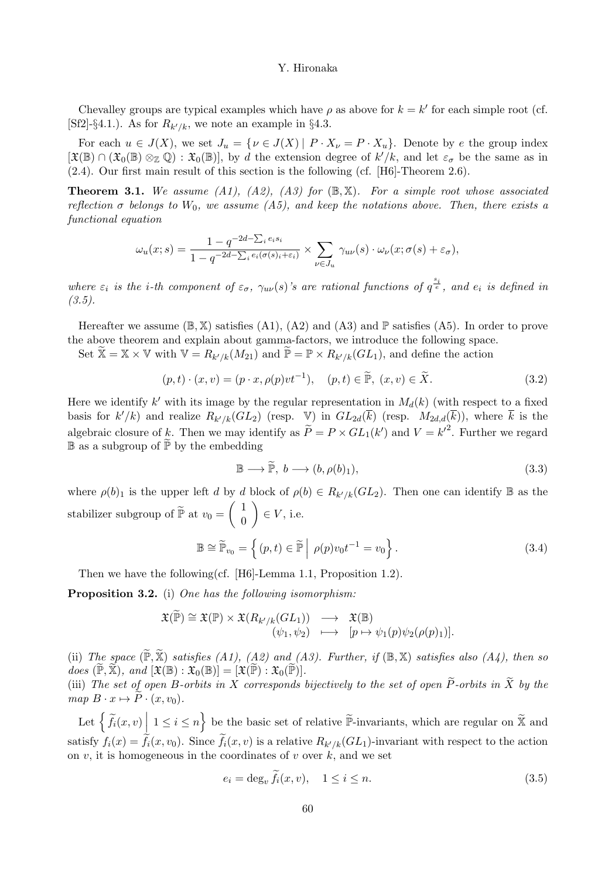Chevalley groups are typical examples which have $\rho$ as above for $k = k'$ for each simple root (cf. [Sf2]-§4.1.). As for $R_{k'/k}$, we note an example in §4.3.

For each $u \in J(X)$, we set $J_u = \{\nu \in J(X) \mid P \cdot X_\nu = P \cdot X_u\}$. Denote by $e$ the group index $[\mathfrak{X}(\mathbb{B}) \cap (\mathfrak{X}_0(\mathbb{B}) \otimes_{\mathbb{Z}} \mathbb{Q}) : \mathfrak{X}_0(\mathbb{B})]$, by $d$ the extension degree of $k'/k$, and let $\varepsilon_\sigma$ be the same as in (2.4). Our first main result of this section is the following (cf. [H6]-Theorem 2.6).

**Theorem 3.1.** *We assume (A1), (A2), (A3) for $(\mathbb{B}, \mathbb{X})$. For a simple root whose associated reflection $\sigma$ belongs to $W_0$, we assume (A5), and keep the notations above. Then, there exists a functional equation*

$$\omega_u(x; s) = \frac{1 - q^{-2d - \sum_i e_i s_i}}{1 - q^{-2d - \sum_i e_i(\sigma(s)_i + \varepsilon_i)}} \times \sum_{\nu \in J_u} \gamma_{u\nu}(s) \cdot \omega_\nu(x; \sigma(s) + \varepsilon_\sigma),$$

*where $\varepsilon_i$ is the $i$-th component of $\varepsilon_\sigma$, $\gamma_{u\nu}(s)$'s are rational functions of $q^{\frac{s_i}{e}}$, and $e_i$ is defined in (3.5).*

Hereafter we assume $(\mathbb{B}, \mathbb{X})$ satisfies (A1), (A2) and (A3) and $\mathbb{P}$ satisfies (A5). In order to prove the above theorem and explain about gamma-factors, we introduce the following space.

Set $\widetilde{\mathbb{X}} = \mathbb{X} \times \mathbb{V}$ with $\mathbb{V} = R_{k'/k}(M_{21})$ and $\widetilde{\mathbb{P}} = \mathbb{P} \times R_{k'/k}(GL_1)$, and define the action

$$(p, t) \cdot (x, v) = (p \cdot x, \rho(p) v t^{-1}), \quad (p, t) \in \widetilde{\mathbb{P}},\ (x, v) \in \widetilde{X}. \tag{3.2}$$

Here we identify $k'$ with its image by the regular representation in $M_d(k)$ (with respect to a fixed basis for $k'/k$) and realize $R_{k'/k}(GL_2)$ (resp. $\mathbb{V}$) in $GL_{2d}(\overline{k})$ (resp. $M_{2d,d}(\overline{k})$), where $\overline{k}$ is the algebraic closure of $k$. Then we may identify as $\widetilde{P} = P \times GL_1(k')$ and $V = {k'}^2$. Further we regard $\mathbb{B}$ as a subgroup of $\widetilde{\mathbb{P}}$ by the embedding

$$\mathbb{B} \longrightarrow \widetilde{\mathbb{P}},\ b \longrightarrow (b, \rho(b)_1), \tag{3.3}$$

where $\rho(b)_1$ is the upper left $d$ by $d$ block of $\rho(b) \in R_{k'/k}(GL_2)$. Then one can identify $\mathbb{B}$ as the stabilizer subgroup of $\widetilde{\mathbb{P}}$ at $v_0 = \begin{pmatrix} 1 \\ 0 \end{pmatrix} \in V$, i.e.

$$\mathbb{B} \cong \widetilde{\mathbb{P}}_{v_0} = \left\{ (p, t) \in \widetilde{\mathbb{P}} \,\middle|\, \rho(p) v_0 t^{-1} = v_0 \right\}. \tag{3.4}$$

Then we have the following(cf. [H6]-Lemma 1.1, Proposition 1.2).

**Proposition 3.2.** (i) *One has the following isomorphism:*

$$\begin{array}{rcl} \mathfrak{X}(\widetilde{\mathbb{P}}) \cong \mathfrak{X}(\mathbb{P}) \times \mathfrak{X}(R_{k'/k}(GL_1)) & \longrightarrow & \mathfrak{X}(\mathbb{B}) \\ (\psi_1, \psi_2) & \longmapsto & [p \mapsto \psi_1(p)\psi_2(\rho(p)_1)]. \end{array}$$

(ii) *The space $(\widetilde{\mathbb{P}}, \widetilde{\mathbb{X}})$ satisfies (A1), (A2) and (A3). Further, if $(\mathbb{B}, \mathbb{X})$ satisfies also (A4), then so does $(\widetilde{\mathbb{P}}, \widetilde{\mathbb{X}})$, and $[\mathfrak{X}(\mathbb{B}) : \mathfrak{X}_0(\mathbb{B})] = [\mathfrak{X}(\widetilde{\mathbb{P}}) : \mathfrak{X}_0(\widetilde{\mathbb{P}})]$.*
(iii) *The set of open $B$-orbits in $X$ corresponds bijectively to the set of open $\widetilde{P}$-orbits in $\widetilde{X}$ by the map $B \cdot x \mapsto \widetilde{P} \cdot (x, v_0)$.*

Let $\left\{ \widetilde{f}_i(x, v) \,\middle|\, 1 \leq i \leq n \right\}$ be the basic set of relative $\widetilde{\mathbb{P}}$-invariants, which are regular on $\widetilde{\mathbb{X}}$ and satisfy $f_i(x) = \widetilde{f}_i(x, v_0)$. Since $\widetilde{f}_i(x, v)$ is a relative $R_{k'/k}(GL_1)$-invariant with respect to the action on $v$, it is homogeneous in the coordinates of $v$ over $k$, and we set

$$e_i = \deg_v \widetilde{f}_i(x, v), \quad 1 \leq i \leq n. \tag{3.5}$$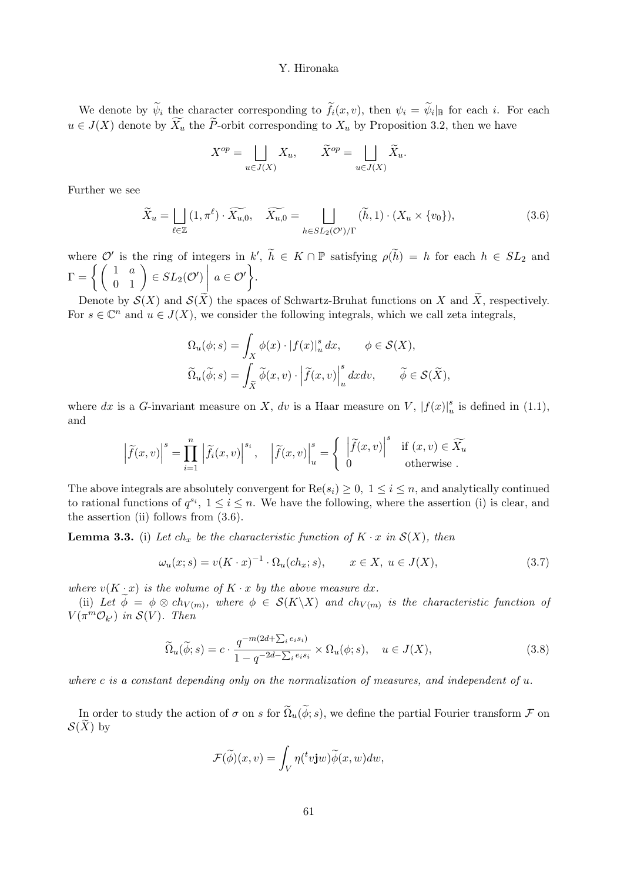We denote by $\widetilde{\psi}_i$ the character corresponding to $\widetilde{f}_i(x,v)$, then $\psi_i = \widetilde{\psi}_i|_{\mathbb{B}}$ for each $i$. For each $u \in J(X)$ denote by $\widetilde{X_u}$ the $\widetilde{P}$-orbit corresponding to $X_u$ by Proposition 3.2, then we have

$$X^{op} = \bigsqcup_{u \in J(X)} X_u, \qquad \widetilde{X}^{op} = \bigsqcup_{u \in J(X)} \widetilde{X}_u.$$

Further we see

$$\widetilde{X}_u = \bigsqcup_{\ell \in \mathbb{Z}} (1, \pi^\ell) \cdot \widetilde{X_{u,0}}, \quad \widetilde{X_{u,0}} = \bigsqcup_{h \in SL_2(\mathcal{O}')/\Gamma} (\widetilde{h}, 1) \cdot (X_u \times \{v_0\}), \tag{3.6}$$

where $\mathcal{O}'$ is the ring of integers in $k'$, $\widetilde{h} \in K \cap \mathbb{P}$ satisfying $\rho(\widetilde{h}) = h$ for each $h \in SL_2$ and $\Gamma = \left\{ \begin{pmatrix} 1 & a \\ 0 & 1 \end{pmatrix} \in SL_2(\mathcal{O}') \,\middle|\, a \in \mathcal{O}' \right\}$.

Denote by $\mathcal{S}(X)$ and $\mathcal{S}(\widetilde{X})$ the spaces of Schwartz-Bruhat functions on $X$ and $\widetilde{X}$, respectively. For $s \in \mathbb{C}^n$ and $u \in J(X)$, we consider the following integrals, which we call zeta integrals,

$$\begin{aligned}
\Omega_u(\phi; s) &= \int_X \phi(x) \cdot |f(x)|_u^s \, dx, \qquad \phi \in \mathcal{S}(X), \\
\widetilde{\Omega}_u(\widetilde{\phi}; s) &= \int_{\widetilde{X}} \widetilde{\phi}(x,v) \cdot \left|\widetilde{f}(x,v)\right|_u^s dx dv, \qquad \widetilde{\phi} \in \mathcal{S}(\widetilde{X}),
\end{aligned}$$

where $dx$ is a $G$-invariant measure on $X$, $dv$ is a Haar measure on $V$, $|f(x)|_u^s$ is defined in (1.1), and

$$\left|\widetilde{f}(x,v)\right|^s = \prod_{i=1}^n \left|\widetilde{f}_i(x,v)\right|^{s_i}, \quad \left|\widetilde{f}(x,v)\right|_u^s = \begin{cases} \left|\widetilde{f}(x,v)\right|^s & \text{if } (x,v) \in \widetilde{X_u} \\ 0 & \text{otherwise}. \end{cases}$$

The above integrals are absolutely convergent for $\mathrm{Re}(s_i) \geq 0$, $1 \leq i \leq n$, and analytically continued to rational functions of $q^{s_i}$, $1 \leq i \leq n$. We have the following, where the assertion (i) is clear, and the assertion (ii) follows from (3.6).

**Lemma 3.3.** *(i) Let $ch_x$ be the characteristic function of $K \cdot x$ in $\mathcal{S}(X)$, then*

$$\omega_u(x; s) = v(K \cdot x)^{-1} \cdot \Omega_u(ch_x; s), \qquad x \in X, \ u \in J(X), \tag{3.7}$$

*where $v(K \cdot x)$ is the volume of $K \cdot x$ by the above measure $dx$.*

*(ii) Let $\widetilde{\phi} = \phi \otimes ch_{V(m)}$, where $\phi \in \mathcal{S}(K \backslash X)$ and $ch_{V(m)}$ is the characteristic function of $V(\pi^m \mathcal{O}_{k'})$ in $\mathcal{S}(V)$. Then*

$$\widetilde{\Omega}_u(\widetilde{\phi}; s) = c \cdot \frac{q^{-m(2d + \sum_i e_i s_i)}}{1 - q^{-2d - \sum_i e_i s_i}} \times \Omega_u(\phi; s), \quad u \in J(X), \tag{3.8}$$

*where $c$ is a constant depending only on the normalization of measures, and independent of $u$.*

In order to study the action of $\sigma$ on $s$ for $\widetilde{\Omega}_u(\widetilde{\phi}; s)$, we define the partial Fourier transform $\mathcal{F}$ on $\mathcal{S}(\widetilde{X})$ by

$$\mathcal{F}(\widetilde{\phi})(x,v) = \int_V \eta({}^t v \mathbf{j} w) \widetilde{\phi}(x,w) dw,$$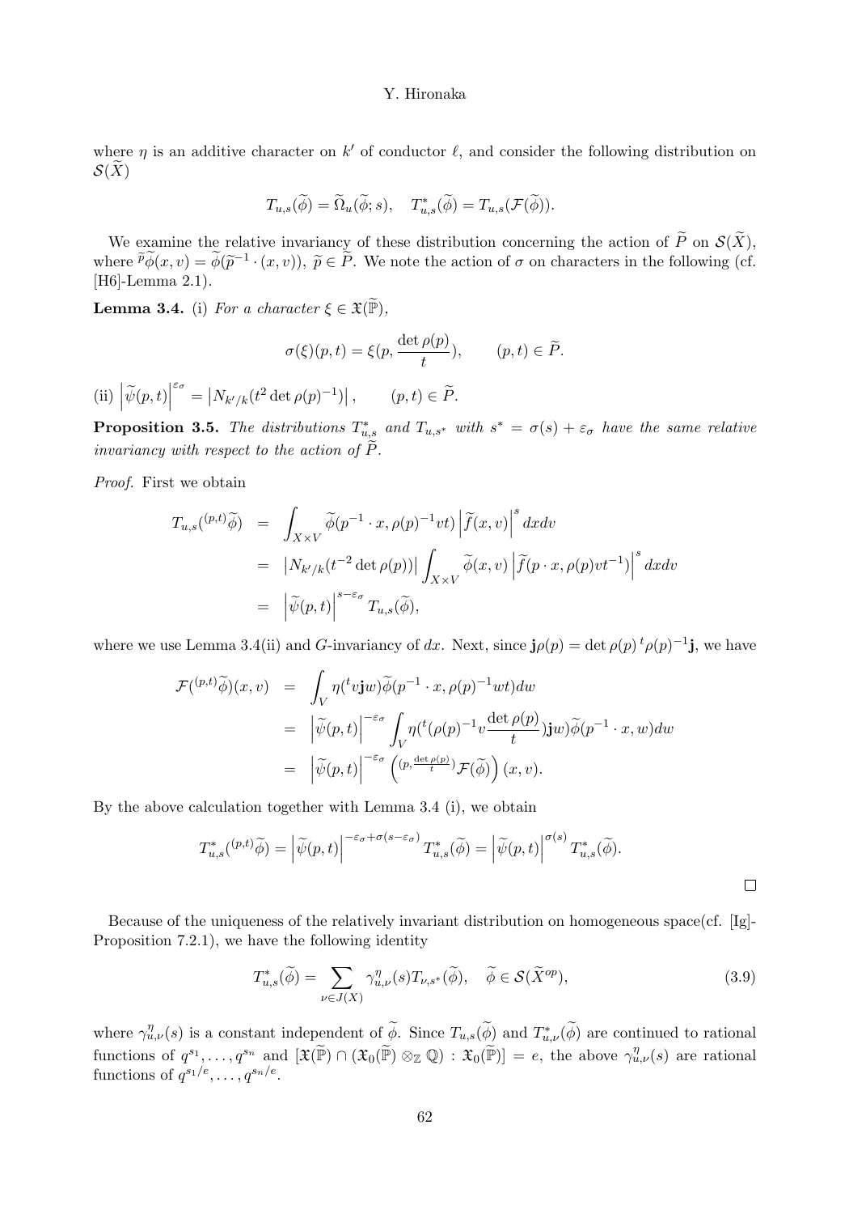where $\eta$ is an additive character on $k'$ of conductor $\ell$, and consider the following distribution on $\mathcal{S}(\widetilde{X})$

$$T_{u,s}(\widetilde{\phi}) = \widetilde{\Omega}_u(\widetilde{\phi}; s), \quad T^*_{u,s}(\widetilde{\phi}) = T_{u,s}(\mathcal{F}(\widetilde{\phi})).$$

We examine the relative invariancy of these distribution concerning the action of $\widetilde{P}$ on $\mathcal{S}(\widetilde{X})$, where ${}^{\widetilde{p}}\widetilde{\phi}(x,v) = \widetilde{\phi}(\widetilde{p}^{-1}\cdot(x,v))$, $\widetilde{p} \in \widetilde{P}$. We note the action of $\sigma$ on characters in the following (cf. [H6]-Lemma 2.1).

**Lemma 3.4.** (i) *For a character $\xi \in \mathfrak{X}(\widetilde{\mathbb{P}})$,*

$$\sigma(\xi)(p,t) = \xi(p, \frac{\det \rho(p)}{t}), \qquad (p,t) \in \widetilde{P}.$$

(ii) $\left|\widetilde{\psi}(p,t)\right|^{\varepsilon_\sigma} = \left|N_{k'/k}(t^2 \det \rho(p)^{-1})\right|, \qquad (p,t) \in \widetilde{P}.$

**Proposition 3.5.** *The distributions $T^*_{u,s}$ and $T_{u,s^*}$ with $s^* = \sigma(s) + \varepsilon_\sigma$ have the same relative invariancy with respect to the action of $\widetilde{P}$.*

*Proof.* First we obtain

$$\begin{aligned}
T_{u,s}({}^{(p,t)}\widetilde{\phi}) &= \int_{X\times V} \widetilde{\phi}(p^{-1}\cdot x, \rho(p)^{-1}vt)\left|\widetilde{f}(x,v)\right|^s dxdv \\
&= \left|N_{k'/k}(t^{-2}\det\rho(p))\right| \int_{X\times V} \widetilde{\phi}(x,v)\left|\widetilde{f}(p\cdot x, \rho(p)vt^{-1})\right|^s dxdv \\
&= \left|\widetilde{\psi}(p,t)\right|^{s-\varepsilon_\sigma} T_{u,s}(\widetilde{\phi}),
\end{aligned}$$

where we use Lemma 3.4(ii) and $G$-invariancy of $dx$. Next, since $\mathbf{j}\rho(p) = \det\rho(p)\,{}^t\rho(p)^{-1}\mathbf{j}$, we have

$$\begin{aligned}
\mathcal{F}({}^{(p,t)}\widetilde{\phi})(x,v) &= \int_V \eta({}^t v\mathbf{j}w)\widetilde{\phi}(p^{-1}\cdot x, \rho(p)^{-1}wt)dw \\
&= \left|\widetilde{\psi}(p,t)\right|^{-\varepsilon_\sigma} \int_V \eta({}^t(\rho(p)^{-1}v\frac{\det\rho(p)}{t})\mathbf{j}w)\widetilde{\phi}(p^{-1}\cdot x, w)dw \\
&= \left|\widetilde{\psi}(p,t)\right|^{-\varepsilon_\sigma} \left({}^{(p,\frac{\det\rho(p)}{t})}\mathcal{F}(\widetilde{\phi})\right)(x,v).
\end{aligned}$$

By the above calculation together with Lemma 3.4 (i), we obtain

$$T^*_{u,s}({}^{(p,t)}\widetilde{\phi}) = \left|\widetilde{\psi}(p,t)\right|^{-\varepsilon_\sigma+\sigma(s-\varepsilon_\sigma)} T^*_{u,s}(\widetilde{\phi}) = \left|\widetilde{\psi}(p,t)\right|^{\sigma(s)} T^*_{u,s}(\widetilde{\phi}).$$

$\square$

Because of the uniqueness of the relatively invariant distribution on homogeneous space(cf. [Ig]-Proposition 7.2.1), we have the following identity

$$T^*_{u,s}(\widetilde{\phi}) = \sum_{\nu\in J(X)} \gamma^\eta_{u,\nu}(s) T_{\nu,s^*}(\widetilde{\phi}), \quad \widetilde{\phi} \in \mathcal{S}(\widetilde{X}^{op}), \tag{3.9}$$

where $\gamma^\eta_{u,\nu}(s)$ is a constant independent of $\widetilde{\phi}$. Since $T_{u,s}(\widetilde{\phi})$ and $T^*_{u,\nu}(\widetilde{\phi})$ are continued to rational functions of $q^{s_1}, \ldots, q^{s_n}$ and $[\mathfrak{X}(\widetilde{\mathbb{P}}) \cap (\mathfrak{X}_0(\widetilde{\mathbb{P}}) \otimes_{\mathbb{Z}} \mathbb{Q}) : \mathfrak{X}_0(\widetilde{\mathbb{P}})] = e$, the above $\gamma^\eta_{u,\nu}(s)$ are rational functions of $q^{s_1/e}, \ldots, q^{s_n/e}$.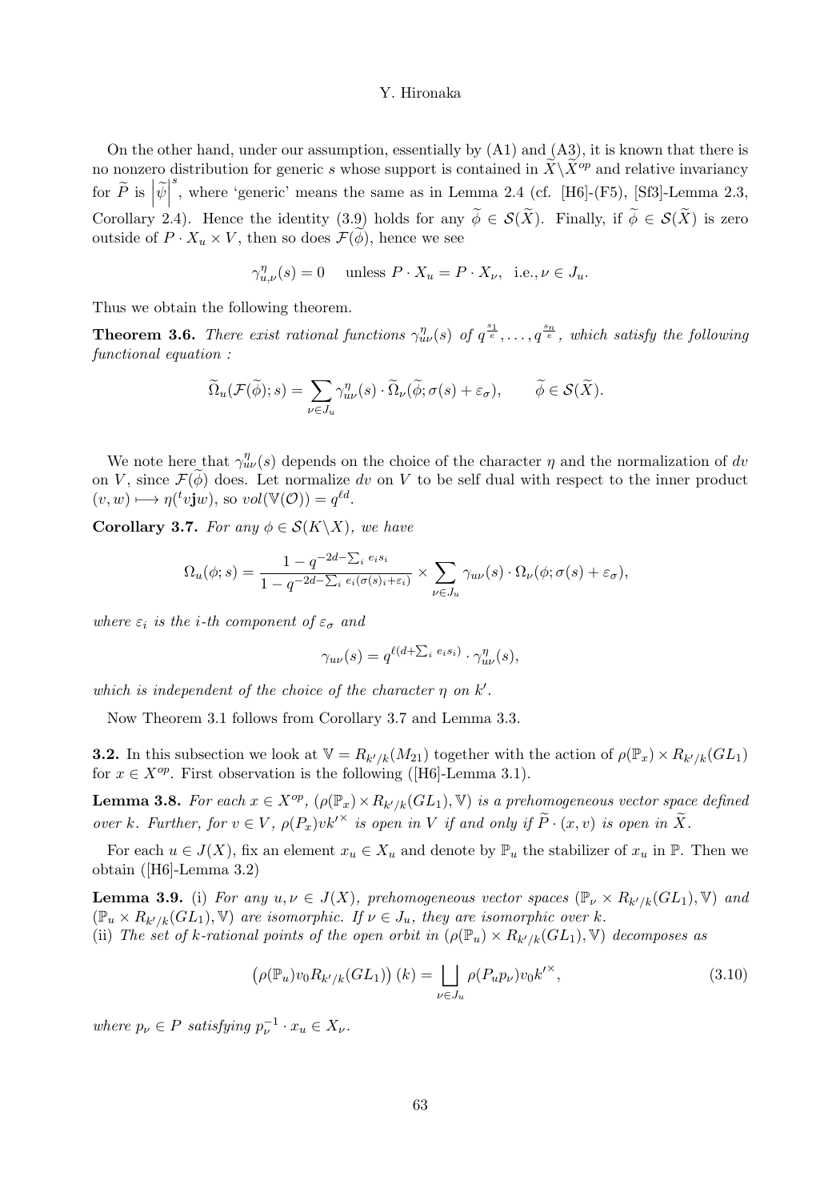On the other hand, under our assumption, essentially by (A1) and (A3), it is known that there is no nonzero distribution for generic $s$ whose support is contained in $\widetilde{X}\backslash \widetilde{X}^{op}$ and relative invariancy for $\widetilde{P}$ is $\left|\widetilde{\psi}\right|^s$, where 'generic' means the same as in Lemma 2.4 (cf. [H6]-(F5), [Sf3]-Lemma 2.3, Corollary 2.4). Hence the identity (3.9) holds for any $\widetilde{\phi} \in \mathcal{S}(\widetilde{X})$. Finally, if $\widetilde{\phi} \in \mathcal{S}(\widetilde{X})$ is zero outside of $P \cdot X_u \times V$, then so does $\mathcal{F}(\widetilde{\phi})$, hence we see

$$\gamma^{\eta}_{u,\nu}(s) = 0 \quad \text{unless } P \cdot X_u = P \cdot X_\nu, \text{ i.e.}, \nu \in J_u.$$

Thus we obtain the following theorem.

**Theorem 3.6.** *There exist rational functions $\gamma^{\eta}_{u\nu}(s)$ of $q^{\frac{s_1}{e}}, \dots, q^{\frac{s_n}{e}}$, which satisfy the following functional equation :*

$$\widetilde{\Omega}_u(\mathcal{F}(\widetilde{\phi}); s) = \sum_{\nu \in J_u} \gamma^{\eta}_{u\nu}(s) \cdot \widetilde{\Omega}_\nu(\widetilde{\phi}; \sigma(s) + \varepsilon_\sigma), \qquad \widetilde{\phi} \in \mathcal{S}(\widetilde{X}).$$

We note here that $\gamma^{\eta}_{u\nu}(s)$ depends on the choice of the character $\eta$ and the normalization of $dv$ on $V$, since $\mathcal{F}(\widetilde{\phi})$ does. Let normalize $dv$ on $V$ to be self dual with respect to the inner product $(v, w) \longmapsto \eta({}^t v \mathbf{j} w)$, so $vol(\mathbb{V}(\mathcal{O})) = q^{\ell d}$.

**Corollary 3.7.** *For any $\phi \in \mathcal{S}(K\backslash X)$, we have*

$$\Omega_u(\phi; s) = \frac{1 - q^{-2d - \sum_i e_i s_i}}{1 - q^{-2d - \sum_i e_i(\sigma(s)_i + \varepsilon_i)}} \times \sum_{\nu \in J_u} \gamma_{u\nu}(s) \cdot \Omega_\nu(\phi; \sigma(s) + \varepsilon_\sigma),$$

*where $\varepsilon_i$ is the $i$-th component of $\varepsilon_\sigma$ and*

$$\gamma_{u\nu}(s) = q^{\ell(d + \sum_i e_i s_i)} \cdot \gamma^{\eta}_{u\nu}(s),$$

*which is independent of the choice of the character $\eta$ on $k'$.*

Now Theorem 3.1 follows from Corollary 3.7 and Lemma 3.3.

**3.2.** In this subsection we look at $\mathbb{V} = R_{k'/k}(M_{21})$ together with the action of $\rho(\mathbb{P}_x) \times R_{k'/k}(GL_1)$ for $x \in X^{op}$. First observation is the following ([H6]-Lemma 3.1).

**Lemma 3.8.** *For each $x \in X^{op}$, $(\rho(\mathbb{P}_x) \times R_{k'/k}(GL_1), \mathbb{V})$ is a prehomogeneous vector space defined over $k$. Further, for $v \in V$, $\rho(P_x) v {k'}^{\times}$ is open in $V$ if and only if $\widetilde{P} \cdot (x, v)$ is open in $\widetilde{X}$.*

For each $u \in J(X)$, fix an element $x_u \in X_u$ and denote by $\mathbb{P}_u$ the stabilizer of $x_u$ in $\mathbb{P}$. Then we obtain ([H6]-Lemma 3.2)

**Lemma 3.9.** (i) *For any $u, \nu \in J(X)$, prehomogeneous vector spaces $(\mathbb{P}_\nu \times R_{k'/k}(GL_1), \mathbb{V})$ and $(\mathbb{P}_u \times R_{k'/k}(GL_1), \mathbb{V})$ are isomorphic. If $\nu \in J_u$, they are isomorphic over $k$.*
(ii) *The set of $k$-rational points of the open orbit in $(\rho(\mathbb{P}_u) \times R_{k'/k}(GL_1), \mathbb{V})$ decomposes as*

$$\left(\rho(\mathbb{P}_u) v_0 R_{k'/k}(GL_1)\right)(k) = \bigsqcup_{\nu \in J_u} \rho(P_u p_\nu) v_0 {k'}^{\times}, \tag{3.10}$$

*where $p_\nu \in P$ satisfying $p_\nu^{-1} \cdot x_u \in X_\nu$.*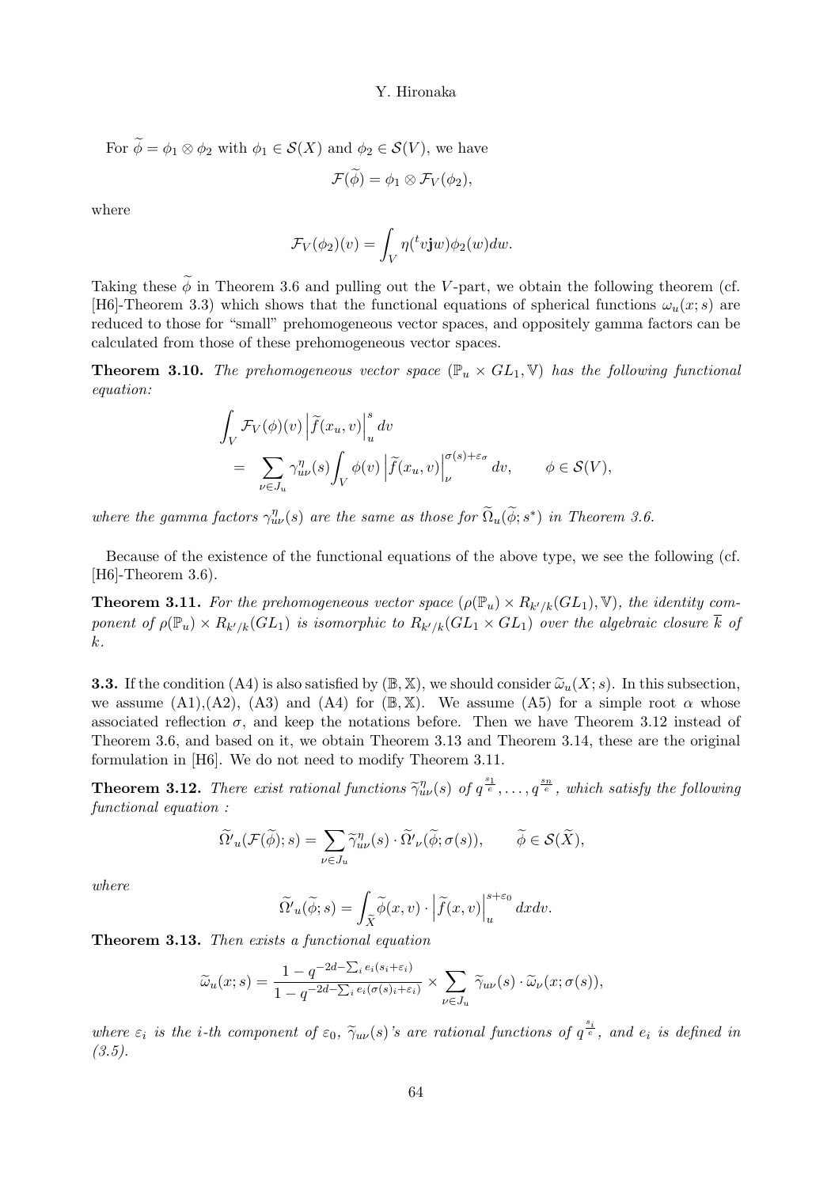For $\widetilde{\phi} = \phi_1 \otimes \phi_2$ with $\phi_1 \in \mathcal{S}(X)$ and $\phi_2 \in \mathcal{S}(V)$, we have

$$\mathcal{F}(\widetilde{\phi}) = \phi_1 \otimes \mathcal{F}_V(\phi_2),$$

where

$$\mathcal{F}_V(\phi_2)(v) = \int_V \eta({}^t v \mathbf{j} w)\phi_2(w)dw.$$

Taking these $\widetilde{\phi}$ in Theorem 3.6 and pulling out the $V$-part, we obtain the following theorem (cf. [H6]-Theorem 3.3) which shows that the functional equations of spherical functions $\omega_u(x;s)$ are reduced to those for "small" prehomogeneous vector spaces, and oppositely gamma factors can be calculated from those of these prehomogeneous vector spaces.

**Theorem 3.10.** *The prehomogeneous vector space $(\mathbb{P}_u \times GL_1, \mathbb{V})$ has the following functional equation:*

$$\begin{aligned}
&\int_V \mathcal{F}_V(\phi)(v) \left|\widetilde{f}(x_u, v)\right|_u^s dv \\
&= \sum_{\nu \in J_u} \gamma_{u\nu}^{\eta}(s) \int_V \phi(v) \left|\widetilde{f}(x_u, v)\right|_\nu^{\sigma(s)+\varepsilon_\sigma} dv, \qquad \phi \in \mathcal{S}(V),
\end{aligned}$$

*where the gamma factors $\gamma_{u\nu}^{\eta}(s)$ are the same as those for $\widetilde{\Omega}_u(\widetilde{\phi}; s^*)$ in Theorem 3.6.*

Because of the existence of the functional equations of the above type, we see the following (cf. [H6]-Theorem 3.6).

**Theorem 3.11.** *For the prehomogeneous vector space $(\rho(\mathbb{P}_u) \times R_{k'/k}(GL_1), \mathbb{V})$, the identity component of $\rho(\mathbb{P}_u) \times R_{k'/k}(GL_1)$ is isomorphic to $R_{k'/k}(GL_1 \times GL_1)$ over the algebraic closure $\overline{k}$ of $k$.*

**3.3.** If the condition (A4) is also satisfied by $(\mathbb{B}, \mathbb{X})$, we should consider $\widetilde{\omega}_u(X; s)$. In this subsection, we assume (A1),(A2), (A3) and (A4) for $(\mathbb{B}, \mathbb{X})$. We assume (A5) for a simple root $\alpha$ whose associated reflection $\sigma$, and keep the notations before. Then we have Theorem 3.12 instead of Theorem 3.6, and based on it, we obtain Theorem 3.13 and Theorem 3.14, these are the original formulation in [H6]. We do not need to modify Theorem 3.11.

**Theorem 3.12.** *There exist rational functions $\widetilde{\gamma}_{u\nu}^{\eta}(s)$ of $q^{\frac{s_1}{e}}, \ldots, q^{\frac{s_n}{e}}$, which satisfy the following functional equation :*

$$\widetilde{\Omega}'_u(\mathcal{F}(\widetilde{\phi}); s) = \sum_{\nu \in J_u} \widetilde{\gamma}_{u\nu}^{\eta}(s) \cdot \widetilde{\Omega}'_\nu(\widetilde{\phi}; \sigma(s)), \qquad \widetilde{\phi} \in \mathcal{S}(\widetilde{X}),$$

*where*

$$\widetilde{\Omega}'_u(\widetilde{\phi}; s) = \int_{\widetilde{X}} \widetilde{\phi}(x, v) \cdot \left|\widetilde{f}(x, v)\right|_u^{s+\varepsilon_0} dxdv.$$

**Theorem 3.13.** *Then exists a functional equation*

$$\widetilde{\omega}_u(x; s) = \frac{1 - q^{-2d - \sum_i e_i(s_i + \varepsilon_i)}}{1 - q^{-2d - \sum_i e_i(\sigma(s)_i + \varepsilon_i)}} \times \sum_{\nu \in J_u} \widetilde{\gamma}_{u\nu}(s) \cdot \widetilde{\omega}_\nu(x; \sigma(s)),$$

*where $\varepsilon_i$ is the $i$-th component of $\varepsilon_0$, $\widetilde{\gamma}_{u\nu}(s)$'s are rational functions of $q^{\frac{s_i}{e}}$, and $e_i$ is defined in (3.5).*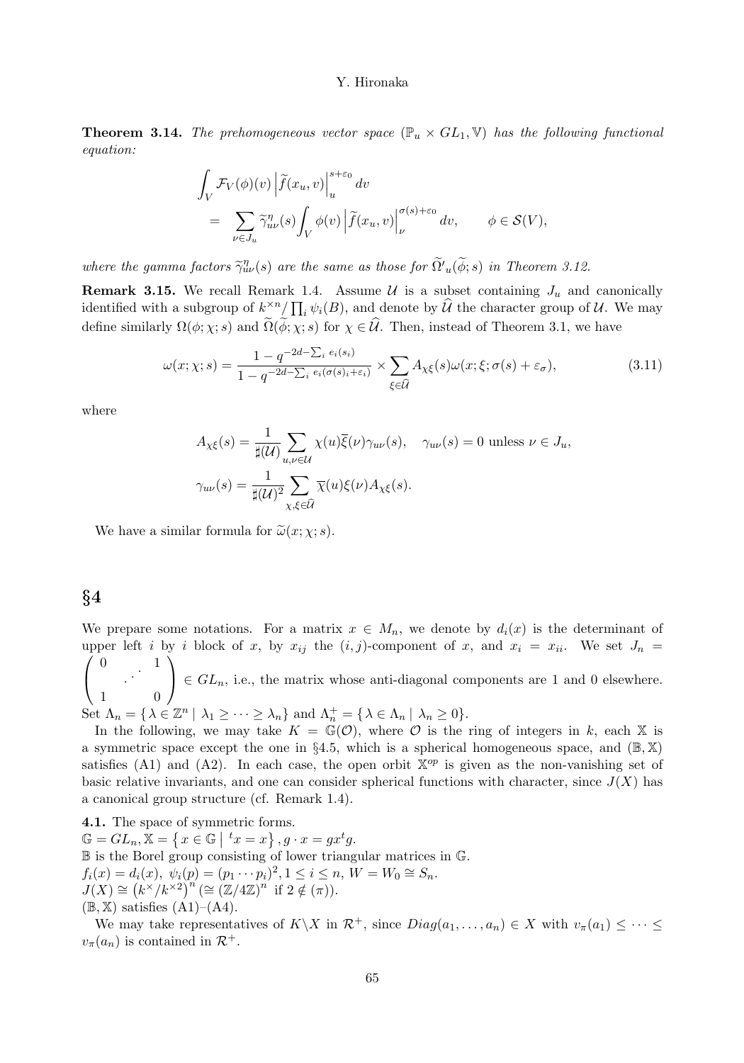**Theorem 3.14.** *The prehomogeneous vector space $(\mathbb{P}_u \times GL_1, \mathbb{V})$ has the following functional equation:*

$$\begin{aligned}
&\int_V \mathcal{F}_V(\phi)(v) \left| \widetilde{f}(x_u, v) \right|_u^{s+\varepsilon_0} dv \\
&= \sum_{\nu \in J_u} \widetilde{\gamma}^{\eta}_{u\nu}(s) \int_V \phi(v) \left| \widetilde{f}(x_u, v) \right|_\nu^{\sigma(s)+\varepsilon_0} dv, \qquad \phi \in \mathcal{S}(V),
\end{aligned}$$

*where the gamma factors $\widetilde{\gamma}^{\eta}_{u\nu}(s)$ are the same as those for $\widetilde{\Omega}'_u(\widetilde{\phi}; s)$ in Theorem 3.12.*

**Remark 3.15.** We recall Remark 1.4. Assume $\mathcal{U}$ is a subset containing $J_u$ and canonically identified with a subgroup of $k^{\times n}/\prod_i \psi_i(B)$, and denote by $\widehat{\mathcal{U}}$ the character group of $\mathcal{U}$. We may define similarly $\Omega(\phi; \chi; s)$ and $\widetilde{\Omega}(\widetilde{\phi}; \chi; s)$ for $\chi \in \widehat{\mathcal{U}}$. Then, instead of Theorem 3.1, we have

$$\omega(x; \chi; s) = \frac{1 - q^{-2d - \sum_i e_i(s_i)}}{1 - q^{-2d - \sum_i e_i(\sigma(s)_i + \varepsilon_i)}} \times \sum_{\xi \in \widehat{\mathcal{U}}} A_{\chi\xi}(s) \omega(x; \xi; \sigma(s) + \varepsilon_\sigma), \tag{3.11}$$

where

$$\begin{aligned}
A_{\chi\xi}(s) &= \frac{1}{\sharp(\mathcal{U})} \sum_{u, \nu \in \mathcal{U}} \chi(u) \overline{\xi}(\nu) \gamma_{u\nu}(s), \quad \gamma_{u\nu}(s) = 0 \text{ unless } \nu \in J_u, \\
\gamma_{u\nu}(s) &= \frac{1}{\sharp(\mathcal{U})^2} \sum_{\chi, \xi \in \widehat{\mathcal{U}}} \overline{\chi}(u) \xi(\nu) A_{\chi\xi}(s).
\end{aligned}$$

We have a similar formula for $\widetilde{\omega}(x; \chi; s)$.

## §4

We prepare some notations. For a matrix $x \in M_n$, we denote by $d_i(x)$ is the determinant of upper left $i$ by $i$ block of $x$, by $x_{ij}$ the $(i,j)$-component of $x$, and $x_i = x_{ii}$. We set $J_n = \begin{pmatrix} 0 & & 1 \\ & \iddots & \\ 1 & & 0 \end{pmatrix} \in GL_n$, i.e., the matrix whose anti-diagonal components are 1 and 0 elsewhere. Set $\Lambda_n = \{ \lambda \in \mathbb{Z}^n \mid \lambda_1 \geq \cdots \geq \lambda_n \}$ and $\Lambda_n^+ = \{ \lambda \in \Lambda_n \mid \lambda_n \geq 0 \}$.

In the following, we may take $K = \mathbb{G}(\mathcal{O})$, where $\mathcal{O}$ is the ring of integers in $k$, each $\mathbb{X}$ is a symmetric space except the one in §4.5, which is a spherical homogeneous space, and $(\mathbb{B}, \mathbb{X})$ satisfies (A1) and (A2). In each case, the open orbit $\mathbb{X}^{op}$ is given as the non-vanishing set of basic relative invariants, and one can consider spherical functions with character, since $J(X)$ has a canonical group structure (cf. Remark 1.4).

**4.1.** The space of symmetric forms.
$\mathbb{G} = GL_n, \mathbb{X} = \left\{ x \in \mathbb{G} \mid {}^t x = x \right\}, g \cdot x = g x {}^t g$.
$\mathbb{B}$ is the Borel group consisting of lower triangular matrices in $\mathbb{G}$.
$f_i(x) = d_i(x),\ \psi_i(p) = (p_1 \cdots p_i)^2, 1 \leq i \leq n,\ W = W_0 \cong S_n$.
$J(X) \cong \left( k^\times / k^{\times 2} \right)^n (\cong (\mathbb{Z}/4\mathbb{Z})^n$ if $2 \notin (\pi))$.
$(\mathbb{B}, \mathbb{X})$ satisfies (A1)–(A4).

We may take representatives of $K \backslash X$ in $\mathcal{R}^+$, since $Diag(a_1, \ldots, a_n) \in X$ with $v_\pi(a_1) \leq \cdots \leq v_\pi(a_n)$ is contained in $\mathcal{R}^+$.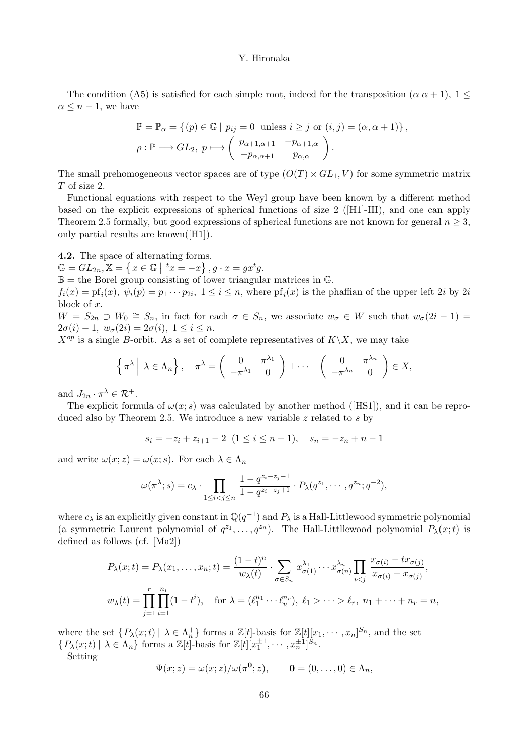The condition (A5) is satisfied for each simple root, indeed for the transposition $(\alpha\ \alpha+1)$, $1 \le \alpha \le n-1$, we have

$$\mathbb{P} = \mathbb{P}_\alpha = \{ (p) \in \mathbb{G} \mid p_{ij} = 0 \text{ unless } i \ge j \text{ or } (i,j) = (\alpha, \alpha+1) \},$$
$$\rho : \mathbb{P} \longrightarrow GL_2,\ p \longmapsto \begin{pmatrix} p_{\alpha+1,\alpha+1} & -p_{\alpha+1,\alpha} \\ -p_{\alpha,\alpha+1} & p_{\alpha,\alpha} \end{pmatrix}.$$

The small prehomogeneous vector spaces are of type $(O(T) \times GL_1, V)$ for some symmetric matrix $T$ of size 2.

Functional equations with respect to the Weyl group have been known by a different method based on the explicit expressions of spherical functions of size 2 ([H1]-III), and one can apply Theorem 2.5 formally, but good expressions of spherical functions are not known for general $n \ge 3$, only partial results are known([H1]).

**4.2.** The space of alternating forms.
$\mathbb{G} = GL_{2n}, \mathbb{X} = \left\{ x \in \mathbb{G} \mid {}^t x = -x \right\}, g \cdot x = gx{}^tg.$
$\mathbb{B}$ = the Borel group consisting of lower triangular matrices in $\mathbb{G}$.
$f_i(x) = \mathrm{pf}_i(x),\ \psi_i(p) = p_1 \cdots p_{2i},\ 1 \le i \le n$, where $\mathrm{pf}_i(x)$ is the phaffian of the upper left $2i$ by $2i$ block of $x$.
$W = S_{2n} \supset W_0 \cong S_n$, in fact for each $\sigma \in S_n$, we associate $w_\sigma \in W$ such that $w_\sigma(2i-1) = 2\sigma(i) - 1,\ w_\sigma(2i) = 2\sigma(i),\ 1 \le i \le n$.
$X^{op}$ is a single $B$-orbit. As a set of complete representatives of $K\backslash X$, we may take

$$\left\{ \pi^\lambda \;\middle|\; \lambda \in \Lambda_n \right\}, \quad \pi^\lambda = \begin{pmatrix} 0 & \pi^{\lambda_1} \\ -\pi^{\lambda_1} & 0 \end{pmatrix} \perp \cdots \perp \begin{pmatrix} 0 & \pi^{\lambda_n} \\ -\pi^{\lambda_n} & 0 \end{pmatrix} \in X,$$

and $J_{2n} \cdot \pi^\lambda \in \mathcal{R}^+$.

The explicit formula of $\omega(x; s)$ was calculated by another method ([HS1]), and it can be reproduced also by Theorem 2.5. We introduce a new variable $z$ related to $s$ by

$$s_i = -z_i + z_{i+1} - 2 \ (1 \le i \le n-1), \quad s_n = -z_n + n - 1$$

and write $\omega(x; z) = \omega(x; s)$. For each $\lambda \in \Lambda_n$

$$\omega(\pi^\lambda; s) = c_\lambda \cdot \prod_{1 \le i < j \le n} \frac{1 - q^{z_i - z_j - 1}}{1 - q^{z_i - z_j + 1}} \cdot P_\lambda(q^{z_1}, \cdots, q^{z_n}; q^{-2}),$$

where $c_\lambda$ is an explicitly given constant in $\mathbb{Q}(q^{-1})$ and $P_\lambda$ is a Hall-Littlewood symmetric polynomial (a symmetric Laurent polynomial of $q^{z_1}, \ldots, q^{z_n}$). The Hall-Littllewood polynomial $P_\lambda(x; t)$ is defined as follows (cf. [Ma2])

$$P_\lambda(x; t) = P_\lambda(x_1, \ldots, x_n; t) = \frac{(1-t)^n}{w_\lambda(t)} \cdot \sum_{\sigma \in S_n} x_{\sigma(1)}^{\lambda_1} \cdots x_{\sigma(n)}^{\lambda_n} \prod_{i<j} \frac{x_{\sigma(i)} - t x_{\sigma(j)}}{x_{\sigma(i)} - x_{\sigma(j)}},$$
$$w_\lambda(t) = \prod_{j=1}^{r} \prod_{i=1}^{n_i} (1 - t^i), \quad \text{for } \lambda = (\ell_1^{n_1} \cdots \ell_u^{n_r}),\ \ell_1 > \cdots > \ell_r,\ n_1 + \cdots + n_r = n,$$

where the set $\{ P_\lambda(x; t) \mid \lambda \in \Lambda_n^+ \}$ forms a $\mathbb{Z}[t]$-basis for $\mathbb{Z}[t][x_1, \cdots, x_n]^{S_n}$, and the set $\{ P_\lambda(x; t) \mid \lambda \in \Lambda_n \}$ forms a $\mathbb{Z}[t]$-basis for $\mathbb{Z}[t][x_1^{\pm 1}, \cdots, x_n^{\pm 1}]^{S_n}$.

Setting

$$\Psi(x; z) = \omega(x; z) / \omega(\pi^{\mathbf{0}}; z), \qquad \mathbf{0} = (0, \ldots, 0) \in \Lambda_n,$$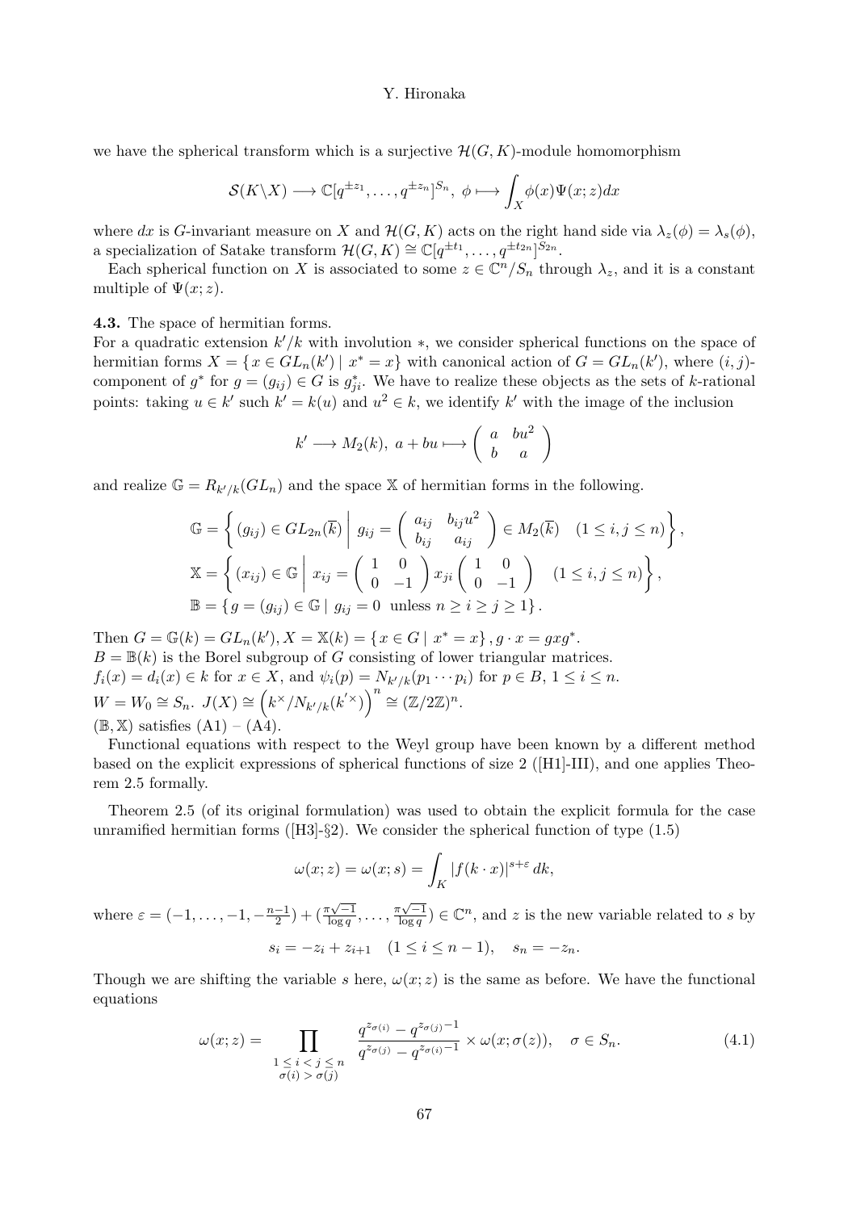we have the spherical transform which is a surjective $\mathcal{H}(G,K)$-module homomorphism

$$\mathcal{S}(K\backslash X) \longrightarrow \mathbb{C}[q^{\pm z_1}, \ldots, q^{\pm z_n}]^{S_n}, \ \phi \longmapsto \int_X \phi(x)\Psi(x;z)dx$$

where $dx$ is $G$-invariant measure on $X$ and $\mathcal{H}(G,K)$ acts on the right hand side via $\lambda_z(\phi) = \lambda_s(\phi)$, a specialization of Satake transform $\mathcal{H}(G,K) \cong \mathbb{C}[q^{\pm t_1}, \ldots, q^{\pm t_{2n}}]^{S_{2n}}$.

Each spherical function on $X$ is associated to some $z \in \mathbb{C}^n/S_n$ through $\lambda_z$, and it is a constant multiple of $\Psi(x;z)$.

**4.3.** The space of hermitian forms.
For a quadratic extension $k'/k$ with involution $*$, we consider spherical functions on the space of hermitian forms $X = \{x \in GL_n(k') \mid x^* = x\}$ with canonical action of $G = GL_n(k')$, where $(i,j)$-component of $g^*$ for $g = (g_{ij}) \in G$ is $g_{ji}^*$. We have to realize these objects as the sets of $k$-rational points: taking $u \in k'$ such $k' = k(u)$ and $u^2 \in k$, we identify $k'$ with the image of the inclusion

$$k' \longrightarrow M_2(k), \ a + bu \longmapsto \begin{pmatrix} a & bu^2 \\ b & a \end{pmatrix}$$

and realize $\mathbb{G} = R_{k'/k}(GL_n)$ and the space $\mathbb{X}$ of hermitian forms in the following.

$$\begin{aligned}
\mathbb{G} &= \left\{ (g_{ij}) \in GL_{2n}(\overline{k}) \;\middle|\; g_{ij} = \begin{pmatrix} a_{ij} & b_{ij}u^2 \\ b_{ij} & a_{ij} \end{pmatrix} \in M_2(\overline{k}) \quad (1 \le i,j \le n) \right\}, \\
\mathbb{X} &= \left\{ (x_{ij}) \in \mathbb{G} \;\middle|\; x_{ij} = \begin{pmatrix} 1 & 0 \\ 0 & -1 \end{pmatrix} x_{ji} \begin{pmatrix} 1 & 0 \\ 0 & -1 \end{pmatrix} \quad (1 \le i,j \le n) \right\}, \\
\mathbb{B} &= \{ g = (g_{ij}) \in \mathbb{G} \mid g_{ij} = 0 \ \text{ unless } n \ge i \ge j \ge 1 \}.
\end{aligned}$$

Then $G = \mathbb{G}(k) = GL_n(k'), X = \mathbb{X}(k) = \{x \in G \mid x^* = x\}, g \cdot x = gxg^*$.
$B = \mathbb{B}(k)$ is the Borel subgroup of $G$ consisting of lower triangular matrices.
$f_i(x) = d_i(x) \in k$ for $x \in X$, and $\psi_i(p) = N_{k'/k}(p_1 \cdots p_i)$ for $p \in B$, $1 \le i \le n$.
$W = W_0 \cong S_n$. $J(X) \cong \left(k^\times / N_{k'/k}(k'^\times)\right)^n \cong (\mathbb{Z}/2\mathbb{Z})^n$.
$(\mathbb{B}, \mathbb{X})$ satisfies (A1) – (A4).

Functional equations with respect to the Weyl group have been known by a different method based on the explicit expressions of spherical functions of size 2 ([H1]-III), and one applies Theorem 2.5 formally.

Theorem 2.5 (of its original formulation) was used to obtain the explicit formula for the case unramified hermitian forms ([H3]-§2). We consider the spherical function of type (1.5)

$$\omega(x;z) = \omega(x;s) = \int_K |f(k \cdot x)|^{s+\varepsilon} dk,$$

where $\varepsilon = (-1, \ldots, -1, -\frac{n-1}{2}) + (\frac{\pi\sqrt{-1}}{\log q}, \ldots, \frac{\pi\sqrt{-1}}{\log q}) \in \mathbb{C}^n$, and $z$ is the new variable related to $s$ by

$$s_i = -z_i + z_{i+1} \quad (1 \le i \le n-1), \quad s_n = -z_n.$$

Though we are shifting the variable $s$ here, $\omega(x;z)$ is the same as before. We have the functional equations

$$\omega(x;z) = \prod_{\substack{1 \le i < j \le n \\ \sigma(i) > \sigma(j)}} \frac{q^{z_{\sigma(i)}} - q^{z_{\sigma(j)}-1}}{q^{z_{\sigma(j)}} - q^{z_{\sigma(i)}-1}} \times \omega(x;\sigma(z)), \quad \sigma \in S_n. \tag{4.1}$$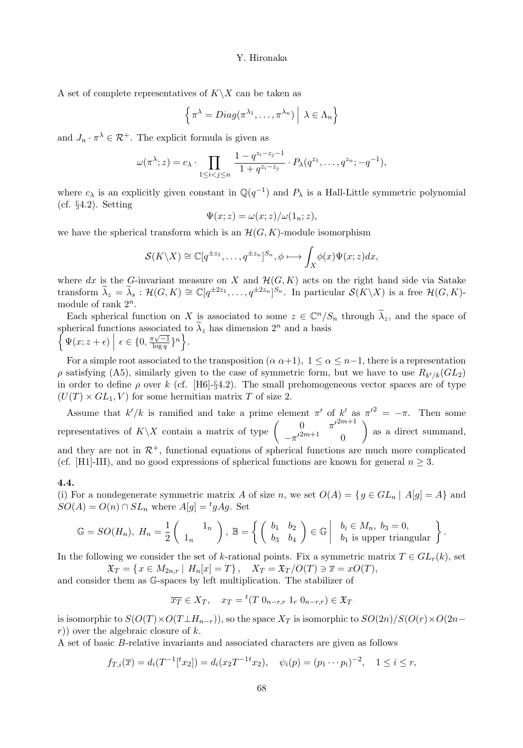A set of complete representatives of $K\backslash X$ can be taken as

$$\left\{ \pi^\lambda = Diag(\pi^{\lambda_1}, \ldots, \pi^{\lambda_n}) \;\middle|\; \lambda \in \Lambda_n \right\}$$

and $J_n \cdot \pi^\lambda \in \mathcal{R}^+$. The explicit formula is given as

$$\omega(\pi^\lambda; z) = c_\lambda \cdot \prod_{1 \le i < j \le n} \frac{1 - q^{z_i - z_j - 1}}{1 + q^{z_i - z_j}} \cdot P_\lambda(q^{z_1}, \ldots, q^{z_n}; -q^{-1}),$$

where $c_\lambda$ is an explicitly given constant in $\mathbb{Q}(q^{-1})$ and $P_\lambda$ is a Hall-Little symmetric polynomial (cf. §4.2). Setting

$$\Psi(x; z) = \omega(x; z)/\omega(1_n; z),$$

we have the spherical transform which is an $\mathcal{H}(G, K)$-module isomorphism

$$\mathcal{S}(K\backslash X) \cong \mathbb{C}[q^{\pm z_1}, \ldots, q^{\pm z_n}]^{S_n}, \phi \longmapsto \int_X \phi(x)\Psi(x; z)dx,$$

where $dx$ is the $G$-invariant measure on $X$ and $\mathcal{H}(G, K)$ acts on the right hand side via Satake transform $\widetilde{\lambda}_z = \widetilde{\lambda}_s : \mathcal{H}(G, K) \cong \mathbb{C}[q^{\pm 2z_1}, \ldots, q^{\pm 2z_n}]^{S_n}$. In particular $\mathcal{S}(K\backslash X)$ is a free $\mathcal{H}(G, K)$-module of rank $2^n$.

Each spherical function on $X$ is associated to some $z \in \mathbb{C}^n/S_n$ through $\widetilde{\lambda}_z$, and the space of spherical functions associated to $\widetilde{\lambda}_z$ has dimension $2^n$ and a basis $\left\{ \Psi(x; z + \epsilon) \;\middle|\; \epsilon \in \{0, \frac{\pi\sqrt{-1}}{\log q}\}^n \right\}$.

For a simple root associated to the transposition $(\alpha\ \alpha{+}1)$, $1 \le \alpha \le n-1$, there is a representation $\rho$ satisfying (A5), similarly given to the case of symmetric form, but we have to use $R_{k'/k}(GL_2)$ in order to define $\rho$ over $k$ (cf. [H6]-§4.2). The small prehomogeneous vector spaces are of type $(U(T) \times GL_1, V)$ for some hermitian matrix $T$ of size 2.

Assume that $k'/k$ is ramified and take a prime element $\pi'$ of $k'$ as ${\pi'}^2 = -\pi$. Then some representatives of $K\backslash X$ contain a matrix of type $\begin{pmatrix} 0 & {\pi'}^{2m+1} \\ -{\pi'}^{2m+1} & 0 \end{pmatrix}$ as a direct summand, and they are not in $\mathcal{R}^+$, functional equations of spherical functions are much more complicated (cf. [H1]-III), and no good expressions of spherical functions are known for general $n \ge 3$.

**4.4.**

(i) For a nondegenerate symmetric matrix $A$ of size $n$, we set $O(A) = \{ g \in GL_n \mid A[g] = A\}$ and $SO(A) = O(n) \cap SL_n$ where $A[g] = {}^tgAg$. Set

$$\mathbb{G} = SO(H_n),\ H_n = \frac{1}{2}\begin{pmatrix} & 1_n \\ 1_n & \end{pmatrix},\ \mathbb{B} = \left\{ \begin{pmatrix} b_1 & b_2 \\ b_3 & b_4 \end{pmatrix} \in \mathbb{G} \;\middle|\; \begin{array}{l} b_i \in M_n,\ b_3 = 0, \\ b_1 \text{ is upper triangular} \end{array} \right\}.$$

In the following we consider the set of $k$-rational points. Fix a symmetric matrix $T \in GL_r(k)$, set

$$\mathfrak{X}_T = \{ x \in M_{2n,r} \mid H_n[x] = T\}, \quad X_T = \mathfrak{X}_T/O(T) \ni \overline{x} = xO(T),$$

and consider them as $\mathbb{G}$-spaces by left multiplication. The stabilizer of

$$\overline{x_T} \in X_T, \quad x_T = {}^t(T\ 0_{n-r,r}\ 1_r\ 0_{n-r,r}) \in \mathfrak{X}_T$$

is isomorphic to $S(O(T) \times O(T \perp H_{n-r}))$, so the space $X_T$ is isomorphic to $SO(2n)/S(O(r) \times O(2n - r))$ over the algebraic closure of $k$.

A set of basic $B$-relative invariants and associated characters are given as follows

$$f_{T,i}(\overline{x}) = d_i(T^{-1}[{}^tx_2]) = d_i(x_2T^{-1}{}^tx_2), \quad \psi_i(p) = (p_1 \cdots p_i)^{-2}, \quad 1 \le i \le r,$$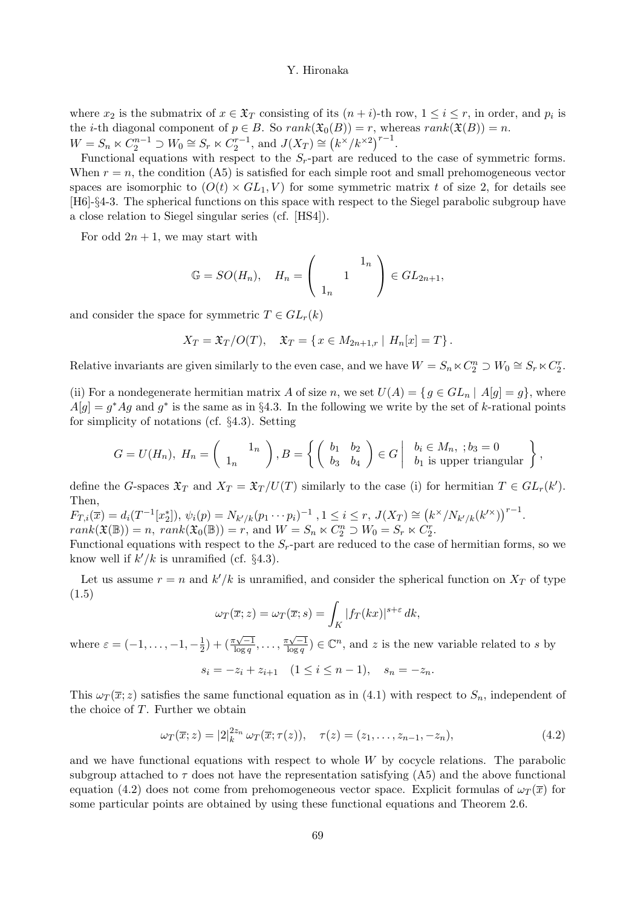where $x_2$ is the submatrix of $x \in \mathfrak{X}_T$ consisting of its $(n+i)$-th row, $1 \le i \le r$, in order, and $p_i$ is the $i$-th diagonal component of $p \in B$. So $rank(\mathfrak{X}_0(B)) = r$, whereas $rank(\mathfrak{X}(B)) = n$. $W = S_n \ltimes C_2^{n-1} \supset W_0 \cong S_r \ltimes C_2^{r-1}$, and $J(X_T) \cong \left(k^\times/k^{\times 2}\right)^{r-1}$.

Functional equations with respect to the $S_r$-part are reduced to the case of symmetric forms. When $r = n$, the condition (A5) is satisfied for each simple root and small prehomogeneous vector spaces are isomorphic to $(O(t) \times GL_1, V)$ for some symmetric matrix $t$ of size 2, for details see [H6]-§4-3. The spherical functions on this space with respect to the Siegel parabolic subgroup have a close relation to Siegel singular series (cf. [HS4]).

For odd $2n+1$, we may start with

$$\mathbb{G} = SO(H_n), \quad H_n = \begin{pmatrix} & & 1_n \\ & 1 & \\ 1_n & & \end{pmatrix} \in GL_{2n+1},$$

and consider the space for symmetric $T \in GL_r(k)$

$$X_T = \mathfrak{X}_T/O(T), \quad \mathfrak{X}_T = \{\, x \in M_{2n+1,r} \mid H_n[x] = T \,\}.$$

Relative invariants are given similarly to the even case, and we have $W = S_n \ltimes C_2^n \supset W_0 \cong S_r \ltimes C_2^r$.

(ii) For a nondegenerate hermitian matrix $A$ of size $n$, we set $U(A) = \{\, g \in GL_n \mid A[g] = g \}$, where $A[g] = g^*Ag$ and $g^*$ is the same as in §4.3. In the following we write by the set of $k$-rational points for simplicity of notations (cf. §4.3). Setting

$$G = U(H_n),\ H_n = \begin{pmatrix} & 1_n \\ 1_n & \end{pmatrix}, B = \left\{ \begin{pmatrix} b_1 & b_2 \\ b_3 & b_4 \end{pmatrix} \in G \;\middle|\; \begin{array}{l} b_i \in M_n,\ ; b_3 = 0 \\ b_1 \text{ is upper triangular} \end{array} \right\},$$

define the $G$-spaces $\mathfrak{X}_T$ and $X_T = \mathfrak{X}_T/U(T)$ similarly to the case (i) for hermitian $T \in GL_r(k')$. Then,
$F_{T,i}(\overline{x}) = d_i(T^{-1}[x_2^*])$, $\psi_i(p) = N_{k'/k}(p_1 \cdots p_i)^{-1}$ , $1 \le i \le r$, $J(X_T) \cong \left(k^\times/N_{k'/k}(k'^\times)\right)^{r-1}$.
$rank(\mathfrak{X}(\mathbb{B})) = n$, $rank(\mathfrak{X}_0(\mathbb{B})) = r$, and $W = S_n \ltimes C_2^n \supset W_0 = S_r \ltimes C_2^r$.
Functional equations with respect to the $S_r$-part are reduced to the case of hermitian forms, so we know well if $k'/k$ is unramified (cf. §4.3).

Let us assume $r = n$ and $k'/k$ is unramified, and consider the spherical function on $X_T$ of type (1.5)

$$\omega_T(\overline{x}; z) = \omega_T(\overline{x}; s) = \int_K |f_T(kx)|^{s+\varepsilon}\, dk,$$

where $\varepsilon = (-1, \dots, -1, -\frac{1}{2}) + (\frac{\pi\sqrt{-1}}{\log q}, \dots, \frac{\pi\sqrt{-1}}{\log q}) \in \mathbb{C}^n$, and $z$ is the new variable related to $s$ by

$$s_i = -z_i + z_{i+1} \quad (1 \le i \le n-1), \quad s_n = -z_n.$$

This $\omega_T(\overline{x}; z)$ satisfies the same functional equation as in (4.1) with respect to $S_n$, independent of the choice of $T$. Further we obtain

$$\omega_T(\overline{x}; z) = |2|_k^{2z_n}\, \omega_T(\overline{x}; \tau(z)), \quad \tau(z) = (z_1, \dots, z_{n-1}, -z_n), \tag{4.2}$$

and we have functional equations with respect to whole $W$ by cocycle relations. The parabolic subgroup attached to $\tau$ does not have the representation satisfying (A5) and the above functional equation (4.2) does not come from prehomogeneous vector space. Explicit formulas of $\omega_T(\overline{x})$ for some particular points are obtained by using these functional equations and Theorem 2.6.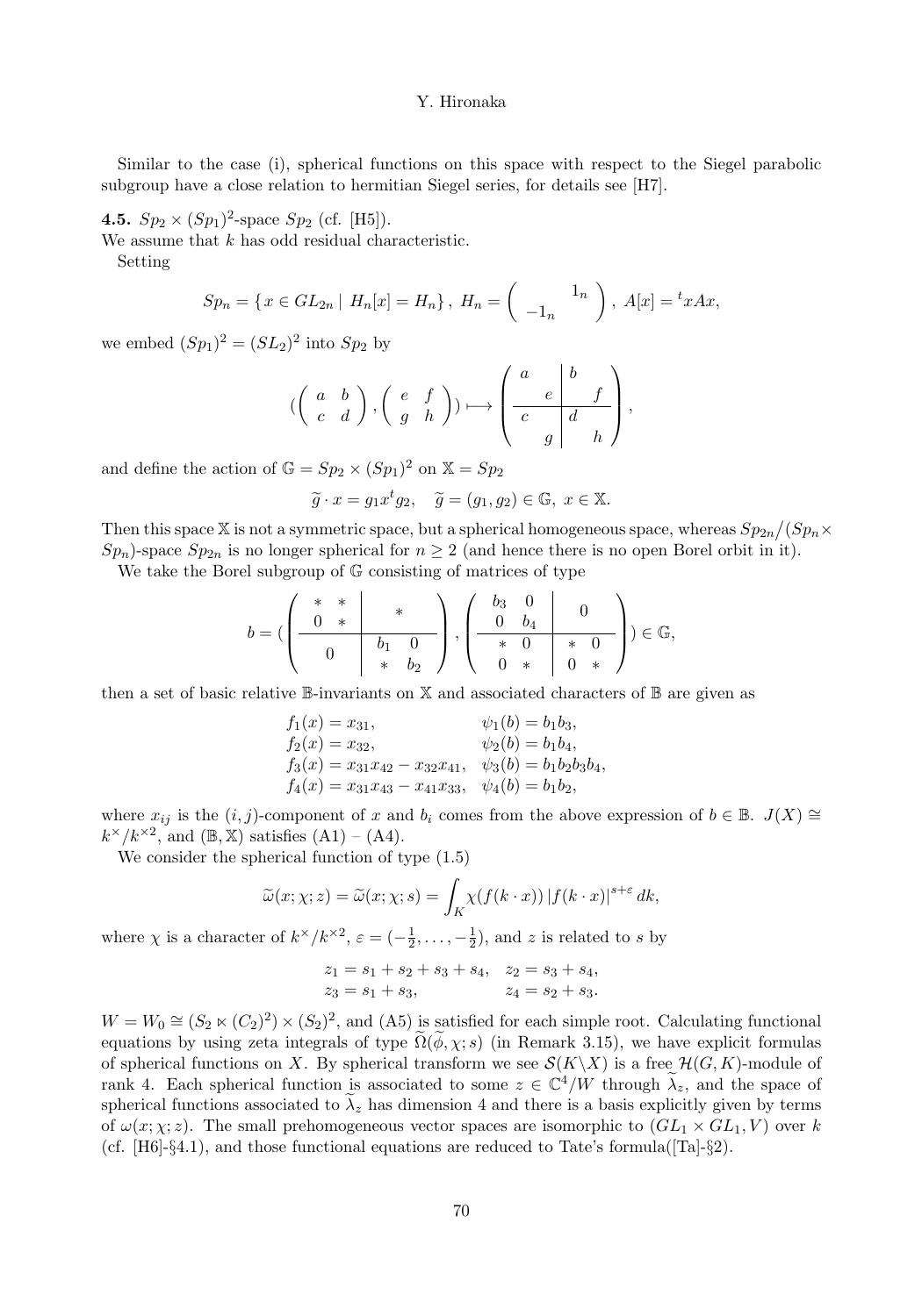Similar to the case (i), spherical functions on this space with respect to the Siegel parabolic subgroup have a close relation to hermitian Siegel series, for details see [H7].

**4.5.** $Sp_2 \times (Sp_1)^2$-space $Sp_2$ (cf. [H5]).
We assume that $k$ has odd residual characteristic.

Setting

$$Sp_n = \{ x \in GL_{2n} \mid H_n[x] = H_n \}, \; H_n = \begin{pmatrix} & 1_n \\ -1_n & \end{pmatrix}, \; A[x] = {}^t x A x,$$

we embed $(Sp_1)^2 = (SL_2)^2$ into $Sp_2$ by

$$\left( \begin{pmatrix} a & b \\ c & d \end{pmatrix}, \begin{pmatrix} e & f \\ g & h \end{pmatrix} \right) \longmapsto \left( \begin{array}{cc|cc} a & & b & \\ & e & & f \\ \hline c & & d & \\ & g & & h \end{array} \right),$$

and define the action of $\mathbb{G} = Sp_2 \times (Sp_1)^2$ on $\mathbb{X} = Sp_2$

$$\widetilde{g} \cdot x = g_1 x {}^t g_2, \quad \widetilde{g} = (g_1, g_2) \in \mathbb{G}, \; x \in \mathbb{X}.$$

Then this space $\mathbb{X}$ is not a symmetric space, but a spherical homogeneous space, whereas $Sp_{2n}/(Sp_n \times Sp_n)$-space $Sp_{2n}$ is no longer spherical for $n \geq 2$ (and hence there is no open Borel orbit in it).

We take the Borel subgroup of $\mathbb{G}$ consisting of matrices of type

$$b = \left( \left( \begin{array}{cc|cc} * & * & * & \\ 0 & * & & \\ \hline & & b_1 & 0 \\ \multicolumn{2}{c|}{0} & * & b_2 \end{array} \right), \left( \begin{array}{cc|cc} b_3 & 0 & 0 & \\ 0 & b_4 & & \\ \hline * & 0 & * & 0 \\ 0 & * & 0 & * \end{array} \right) \right) \in \mathbb{G},$$

then a set of basic relative $\mathbb{B}$-invariants on $\mathbb{X}$ and associated characters of $\mathbb{B}$ are given as

$$\begin{aligned}
&f_1(x) = x_{31}, && \psi_1(b) = b_1 b_3, \\
&f_2(x) = x_{32}, && \psi_2(b) = b_1 b_4, \\
&f_3(x) = x_{31}x_{42} - x_{32}x_{41}, && \psi_3(b) = b_1 b_2 b_3 b_4, \\
&f_4(x) = x_{31}x_{43} - x_{41}x_{33}, && \psi_4(b) = b_1 b_2,
\end{aligned}$$

where $x_{ij}$ is the $(i,j)$-component of $x$ and $b_i$ comes from the above expression of $b \in \mathbb{B}$. $J(X) \cong k^\times / k^{\times 2}$, and $(\mathbb{B}, \mathbb{X})$ satisfies (A1) – (A4).

We consider the spherical function of type (1.5)

$$\widetilde{\omega}(x; \chi; z) = \widetilde{\omega}(x; \chi; s) = \int_K \chi(f(k \cdot x)) \, |f(k \cdot x)|^{s+\varepsilon} \, dk,$$

where $\chi$ is a character of $k^\times / k^{\times 2}$, $\varepsilon = (-\frac{1}{2}, \ldots, -\frac{1}{2})$, and $z$ is related to $s$ by

$$\begin{aligned}
z_1 &= s_1 + s_2 + s_3 + s_4, & z_2 &= s_3 + s_4, \\
z_3 &= s_1 + s_3, & z_4 &= s_2 + s_3.
\end{aligned}$$

$W = W_0 \cong (S_2 \ltimes (C_2)^2) \times (S_2)^2$, and (A5) is satisfied for each simple root. Calculating functional equations by using zeta integrals of type $\widetilde{\Omega}(\widetilde{\phi}, \chi; s)$ (in Remark 3.15), we have explicit formulas of spherical functions on $X$. By spherical transform we see $\mathcal{S}(K \backslash X)$ is a free $\mathcal{H}(G, K)$-module of rank 4. Each spherical function is associated to some $z \in \mathbb{C}^4 / W$ through $\widetilde{\lambda}_z$, and the space of spherical functions associated to $\widetilde{\lambda}_z$ has dimension 4 and there is a basis explicitly given by terms of $\omega(x; \chi; z)$. The small prehomogeneous vector spaces are isomorphic to $(GL_1 \times GL_1, V)$ over $k$ (cf. [H6]-§4.1), and those functional equations are reduced to Tate's formula([Ta]-§2).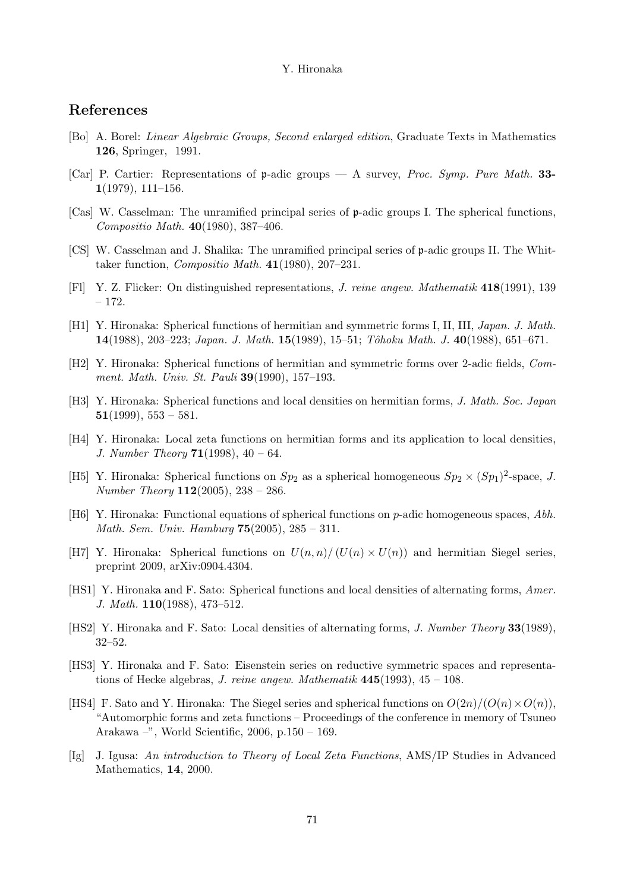## References

[Bo] A. Borel: *Linear Algebraic Groups, Second enlarged edition*, Graduate Texts in Mathematics **126**, Springer, 1991.

[Car] P. Cartier: Representations of $\mathfrak{p}$-adic groups — A survey, *Proc. Symp. Pure Math.* **33-1**(1979), 111–156.

[Cas] W. Casselman: The unramified principal series of $\mathfrak{p}$-adic groups I. The spherical functions, *Compositio Math.* **40**(1980), 387–406.

[CS] W. Casselman and J. Shalika: The unramified principal series of $\mathfrak{p}$-adic groups II. The Whittaker function, *Compositio Math.* **41**(1980), 207–231.

[Fl] Y. Z. Flicker: On distinguished representations, *J. reine angew. Mathematik* **418**(1991), 139 – 172.

[H1] Y. Hironaka: Spherical functions of hermitian and symmetric forms I, II, III, *Japan. J. Math.* **14**(1988), 203–223; *Japan. J. Math.* **15**(1989), 15–51; *Tôhoku Math. J.* **40**(1988), 651–671.

[H2] Y. Hironaka: Spherical functions of hermitian and symmetric forms over 2-adic fields, *Comment. Math. Univ. St. Pauli* **39**(1990), 157–193.

[H3] Y. Hironaka: Spherical functions and local densities on hermitian forms, *J. Math. Soc. Japan* **51**(1999), 553 – 581.

[H4] Y. Hironaka: Local zeta functions on hermitian forms and its application to local densities, *J. Number Theory* **71**(1998), 40 – 64.

[H5] Y. Hironaka: Spherical functions on $Sp_2$ as a spherical homogeneous $Sp_2 \times (Sp_1)^2$-space, *J. Number Theory* **112**(2005), 238 – 286.

[H6] Y. Hironaka: Functional equations of spherical functions on $p$-adic homogeneous spaces, *Abh. Math. Sem. Univ. Hamburg* **75**(2005), 285 – 311.

[H7] Y. Hironaka: Spherical functions on $U(n,n)/(U(n) \times U(n))$ and hermitian Siegel series, preprint 2009, arXiv:0904.4304.

[HS1] Y. Hironaka and F. Sato: Spherical functions and local densities of alternating forms, *Amer. J. Math.* **110**(1988), 473–512.

[HS2] Y. Hironaka and F. Sato: Local densities of alternating forms, *J. Number Theory* **33**(1989), 32–52.

[HS3] Y. Hironaka and F. Sato: Eisenstein series on reductive symmetric spaces and representations of Hecke algebras, *J. reine angew. Mathematik* **445**(1993), 45 – 108.

[HS4] F. Sato and Y. Hironaka: The Siegel series and spherical functions on $O(2n)/(O(n) \times O(n))$, "Automorphic forms and zeta functions – Proceedings of the conference in memory of Tsuneo Arakawa –", World Scientific, 2006, p.150 – 169.

[Ig] J. Igusa: *An introduction to Theory of Local Zeta Functions*, AMS/IP Studies in Advanced Mathematics, **14**, 2000.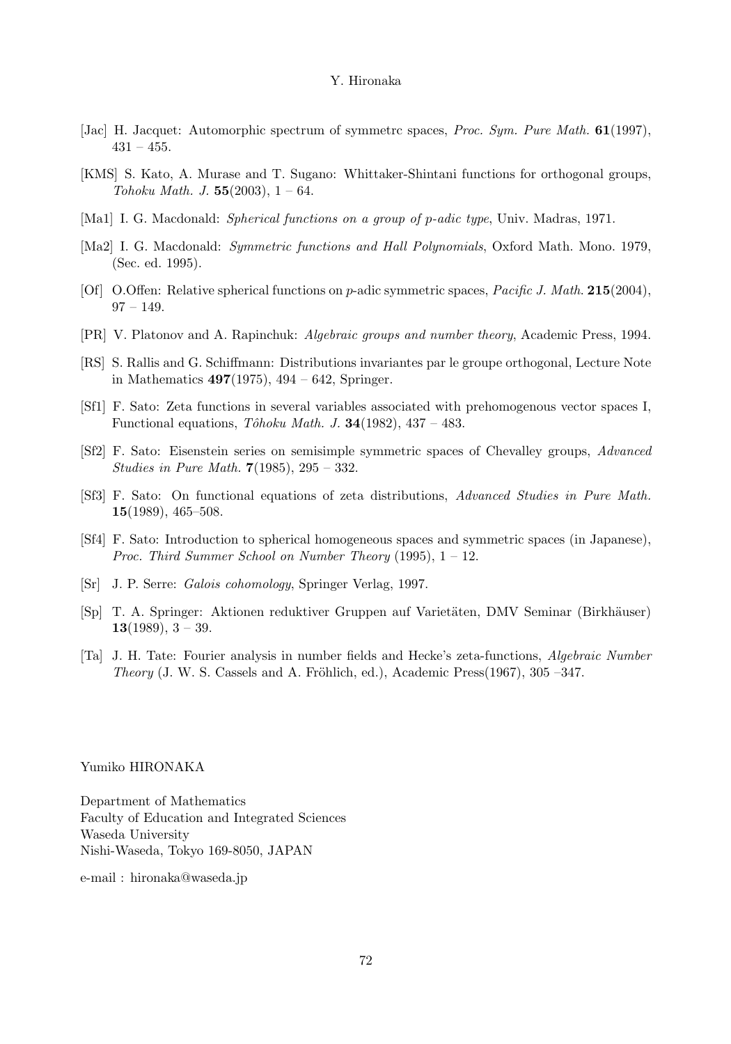[Jac] H. Jacquet: Automorphic spectrum of symmetrc spaces, *Proc. Sym. Pure Math.* **61**(1997), 431 – 455.

[KMS] S. Kato, A. Murase and T. Sugano: Whittaker-Shintani functions for orthogonal groups, *Tohoku Math. J.* **55**(2003), 1 – 64.

[Ma1] I. G. Macdonald: *Spherical functions on a group of p-adic type*, Univ. Madras, 1971.

[Ma2] I. G. Macdonald: *Symmetric functions and Hall Polynomials*, Oxford Math. Mono. 1979, (Sec. ed. 1995).

[Of] O.Offen: Relative spherical functions on $p$-adic symmetric spaces, *Pacific J. Math.* **215**(2004), 97 – 149.

[PR] V. Platonov and A. Rapinchuk: *Algebraic groups and number theory*, Academic Press, 1994.

[RS] S. Rallis and G. Schiffmann: Distributions invariantes par le groupe orthogonal, Lecture Note in Mathematics **497**(1975), 494 – 642, Springer.

[Sf1] F. Sato: Zeta functions in several variables associated with prehomogenous vector spaces I, Functional equations, *Tôhoku Math. J.* **34**(1982), 437 – 483.

[Sf2] F. Sato: Eisenstein series on semisimple symmetric spaces of Chevalley groups, *Advanced Studies in Pure Math.* **7**(1985), 295 – 332.

[Sf3] F. Sato: On functional equations of zeta distributions, *Advanced Studies in Pure Math.* **15**(1989), 465–508.

[Sf4] F. Sato: Introduction to spherical homogeneous spaces and symmetric spaces (in Japanese), *Proc. Third Summer School on Number Theory* (1995), 1 – 12.

[Sr] J. P. Serre: *Galois cohomology*, Springer Verlag, 1997.

[Sp] T. A. Springer: Aktionen reduktiver Gruppen auf Varietäten, DMV Seminar (Birkhäuser) **13**(1989), 3 – 39.

[Ta] J. H. Tate: Fourier analysis in number fields and Hecke's zeta-functions, *Algebraic Number Theory* (J. W. S. Cassels and A. Fröhlich, ed.), Academic Press(1967), 305 –347.

Yumiko HIRONAKA

Department of Mathematics
Faculty of Education and Integrated Sciences
Waseda University
Nishi-Waseda, Tokyo 169-8050, JAPAN

e-mail : hironaka@waseda.jp